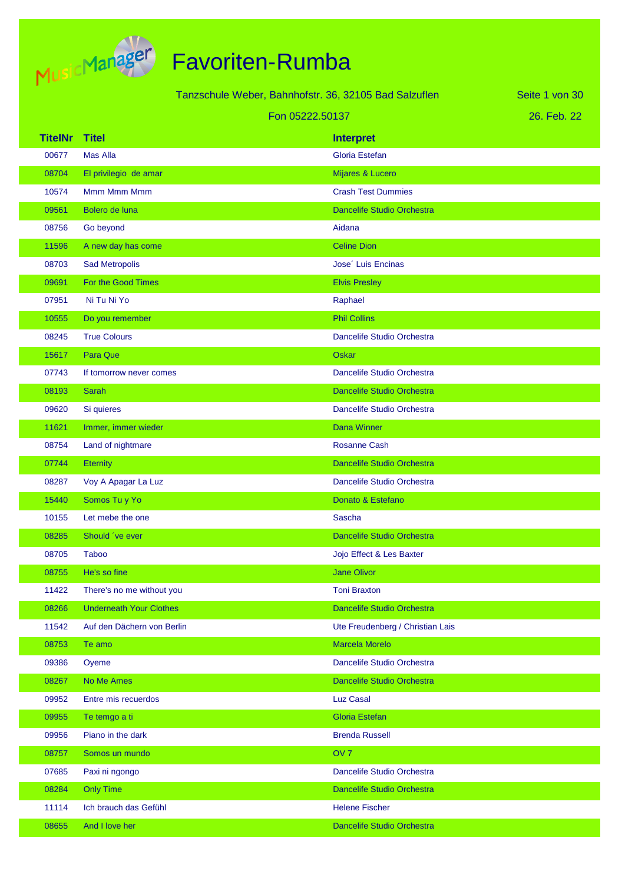# Favoriten-Rumba

Tanzschule Weber, Bahnhofstr. 36, 32105 Bad Salzuflen

Fon 05222.50137

26. Feb. 22

| TitelNr | Titel | Interpret |
|---|---|---|
| 00677 | Mas Alla | Gloria Estefan |
| 08704 | El privilegio de amar | Mijares & Lucero |
| 10574 | Mmm Mmm Mmm | Crash Test Dummies |
| 09561 | Bolero de luna | Dancelife Studio Orchestra |
| 08756 | Go beyond | Aidana |
| 11596 | A new day has come | Celine Dion |
| 08703 | Sad Metropolis | Jose´ Luis Encinas |
| 09691 | For the Good Times | Elvis Presley |
| 07951 | Ni Tu Ni Yo | Raphael |
| 10555 | Do you remember | Phil Collins |
| 08245 | True Colours | Dancelife Studio Orchestra |
| 15617 | Para Que | Oskar |
| 07743 | If tomorrow never comes | Dancelife Studio Orchestra |
| 08193 | Sarah | Dancelife Studio Orchestra |
| 09620 | Si quieres | Dancelife Studio Orchestra |
| 11621 | Immer, immer wieder | Dana Winner |
| 08754 | Land of nightmare | Rosanne Cash |
| 07744 | Eternity | Dancelife Studio Orchestra |
| 08287 | Voy A Apagar La Luz | Dancelife Studio Orchestra |
| 15440 | Somos Tu y Yo | Donato & Estefano |
| 10155 | Let mebe the one | Sascha |
| 08285 | Should ´ve ever | Dancelife Studio Orchestra |
| 08705 | Taboo | Jojo Effect & Les Baxter |
| 08755 | He's so fine | Jane Olivor |
| 11422 | There's no me without you | Toni Braxton |
| 08266 | Underneath Your Clothes | Dancelife Studio Orchestra |
| 11542 | Auf den Dächern von Berlin | Ute Freudenberg / Christian Lais |
| 08753 | Te amo | Marcela Morelo |
| 09386 | Oyeme | Dancelife Studio Orchestra |
| 08267 | No Me Ames | Dancelife Studio Orchestra |
| 09952 | Entre mis recuerdos | Luz Casal |
| 09955 | Te tengo a ti | Gloria Estefan |
| 09956 | Piano in the dark | Brenda Russell |
| 08757 | Somos un mundo | OV 7 |
| 07685 | Paxi ni ngongo | Dancelife Studio Orchestra |
| 08284 | Only Time | Dancelife Studio Orchestra |
| 11114 | Ich brauch das Gefühl | Helene Fischer |
| 08655 | And I love her | Dancelife Studio Orchestra |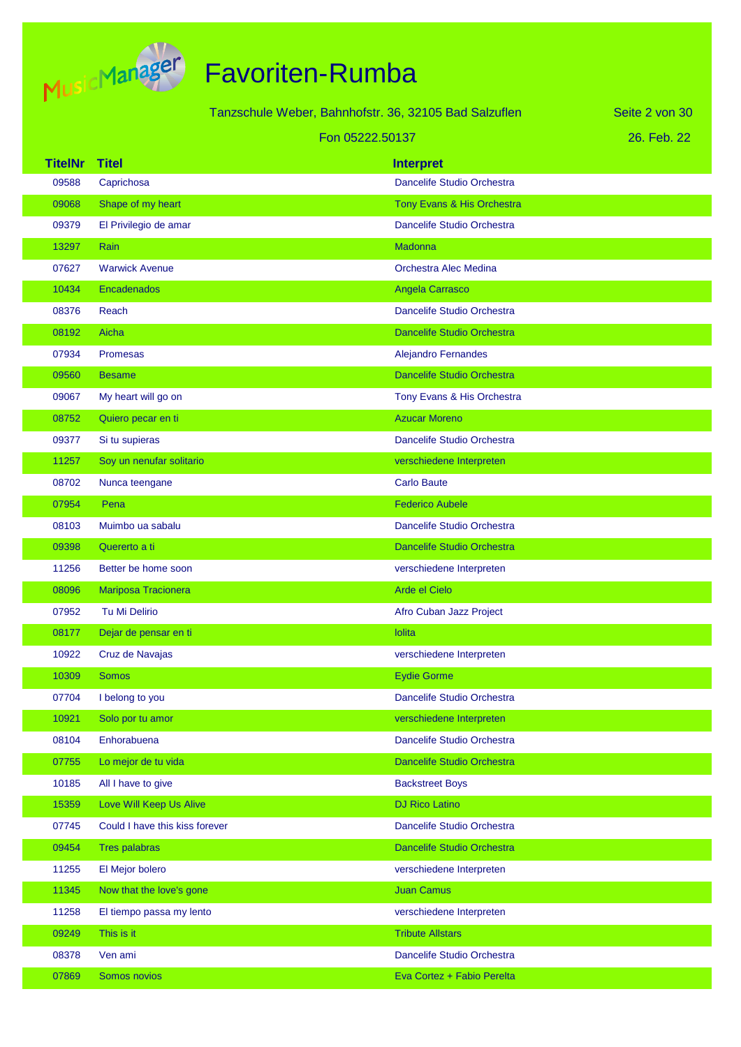# Favoriten-Rumba

Tanzschule Weber, Bahnhofstr. 36, 32105 Bad Salzuflen

Fon 05222.50137

26. Feb. 22

| TitelNr | Titel | Interpret |
|---|---|---|
| 09588 | Caprichosa | Dancelife Studio Orchestra |
| 09068 | Shape of my heart | Tony Evans & His Orchestra |
| 09379 | El Privilegio de amar | Dancelife Studio Orchestra |
| 13297 | Rain | Madonna |
| 07627 | Warwick Avenue | Orchestra Alec Medina |
| 10434 | Encadenados | Angela Carrasco |
| 08376 | Reach | Dancelife Studio Orchestra |
| 08192 | Aicha | Dancelife Studio Orchestra |
| 07934 | Promesas | Alejandro Fernandes |
| 09560 | Besame | Dancelife Studio Orchestra |
| 09067 | My heart will go on | Tony Evans & His Orchestra |
| 08752 | Quiero pecar en ti | Azucar Moreno |
| 09377 | Si tu supieras | Dancelife Studio Orchestra |
| 11257 | Soy un nenufar solitario | verschiedene Interpreten |
| 08702 | Nunca teengane | Carlo Baute |
| 07954 | Pena | Federico Aubele |
| 08103 | Muimbo ua sabalu | Dancelife Studio Orchestra |
| 09398 | Quererto a ti | Dancelife Studio Orchestra |
| 11256 | Better be home soon | verschiedene Interpreten |
| 08096 | Mariposa Tracionera | Arde el Cielo |
| 07952 | Tu Mi Delirio | Afro Cuban Jazz Project |
| 08177 | Dejar de pensar en ti | lolita |
| 10922 | Cruz de Navajas | verschiedene Interpreten |
| 10309 | Somos | Eydie Gorme |
| 07704 | I belong to you | Dancelife Studio Orchestra |
| 10921 | Solo por tu amor | verschiedene Interpreten |
| 08104 | Enhorabuena | Dancelife Studio Orchestra |
| 07755 | Lo mejor de tu vida | Dancelife Studio Orchestra |
| 10185 | All I have to give | Backstreet Boys |
| 15359 | Love Will Keep Us Alive | DJ Rico Latino |
| 07745 | Could I have this kiss forever | Dancelife Studio Orchestra |
| 09454 | Tres palabras | Dancelife Studio Orchestra |
| 11255 | El Mejor bolero | verschiedene Interpreten |
| 11345 | Now that the love's gone | Juan Camus |
| 11258 | El tiempo passa my lento | verschiedene Interpreten |
| 09249 | This is it | Tribute Allstars |
| 08378 | Ven ami | Dancelife Studio Orchestra |
| 07869 | Somos novios | Eva Cortez + Fabio Perelta |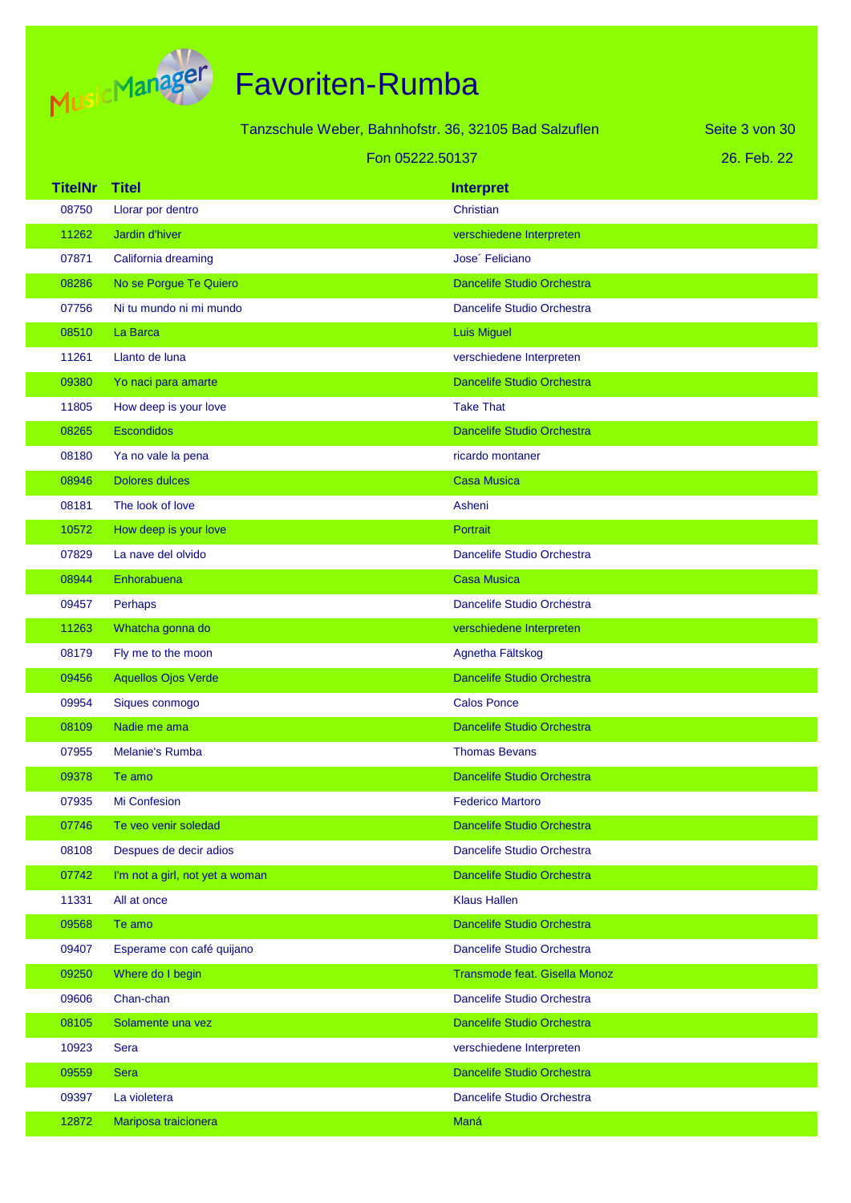# Favoriten-Rumba

Tanzschule Weber, Bahnhofstr. 36, 32105 Bad Salzuflen

Fon 05222.50137

26. Feb. 22

| TitelNr | Titel | Interpret |
|---|---|---|
| 08750 | Llorar por dentro | Christian |
| 11262 | Jardin d'hiver | verschiedene Interpreten |
| 07871 | California dreaming | Jose´ Feliciano |
| 08286 | No se Porgue Te Quiero | Dancelife Studio Orchestra |
| 07756 | Ni tu mundo ni mi mundo | Dancelife Studio Orchestra |
| 08510 | La Barca | Luis Miguel |
| 11261 | Llanto de luna | verschiedene Interpreten |
| 09380 | Yo naci para amarte | Dancelife Studio Orchestra |
| 11805 | How deep is your love | Take That |
| 08265 | Escondidos | Dancelife Studio Orchestra |
| 08180 | Ya no vale la pena | ricardo montaner |
| 08946 | Dolores dulces | Casa Musica |
| 08181 | The look of love | Asheni |
| 10572 | How deep is your love | Portrait |
| 07829 | La nave del olvido | Dancelife Studio Orchestra |
| 08944 | Enhorabuena | Casa Musica |
| 09457 | Perhaps | Dancelife Studio Orchestra |
| 11263 | Whatcha gonna do | verschiedene Interpreten |
| 08179 | Fly me to the moon | Agnetha Fältskog |
| 09456 | Aquellos Ojos Verde | Dancelife Studio Orchestra |
| 09954 | Siques conmogo | Calos Ponce |
| 08109 | Nadie me ama | Dancelife Studio Orchestra |
| 07955 | Melanie's Rumba | Thomas Bevans |
| 09378 | Te amo | Dancelife Studio Orchestra |
| 07935 | Mi Confesion | Federico Martoro |
| 07746 | Te veo venir soledad | Dancelife Studio Orchestra |
| 08108 | Despues de decir adios | Dancelife Studio Orchestra |
| 07742 | I'm not a girl, not yet a woman | Dancelife Studio Orchestra |
| 11331 | All at once | Klaus Hallen |
| 09568 | Te amo | Dancelife Studio Orchestra |
| 09407 | Esperame con café quijano | Dancelife Studio Orchestra |
| 09250 | Where do I begin | Transmode feat. Gisella Monoz |
| 09606 | Chan-chan | Dancelife Studio Orchestra |
| 08105 | Solamente una vez | Dancelife Studio Orchestra |
| 10923 | Sera | verschiedene Interpreten |
| 09559 | Sera | Dancelife Studio Orchestra |
| 09397 | La violetera | Dancelife Studio Orchestra |
| 12872 | Mariposa traicionera | Maná |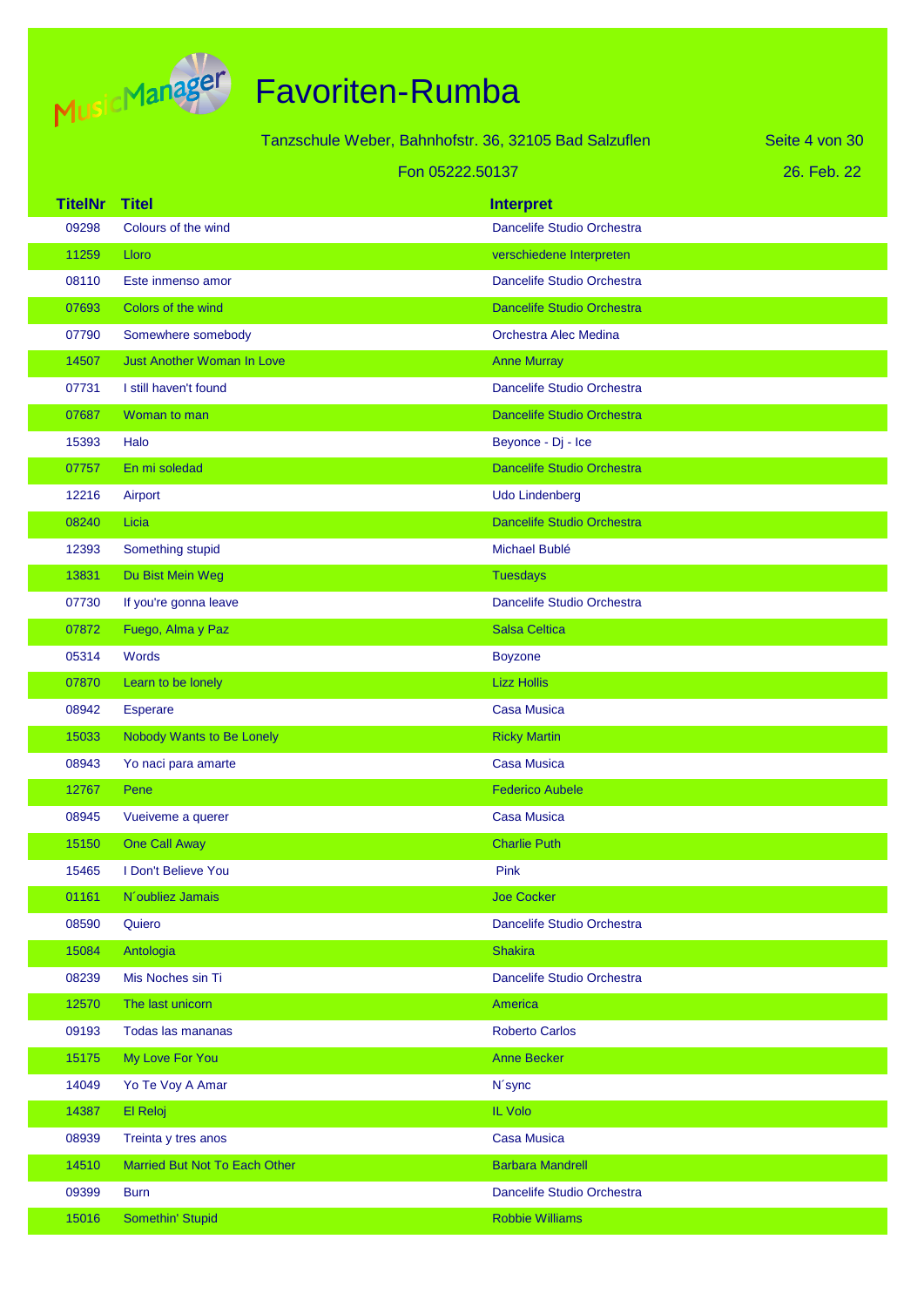# Favoriten-Rumba

Tanzschule Weber, Bahnhofstr. 36, 32105 Bad Salzuflen

Fon 05222.50137

26. Feb. 22

| TitelNr | Titel | Interpret |
|---|---|---|
| 09298 | Colours of the wind | Dancelife Studio Orchestra |
| 11259 | Lloro | verschiedene Interpreten |
| 08110 | Este inmenso amor | Dancelife Studio Orchestra |
| 07693 | Colors of the wind | Dancelife Studio Orchestra |
| 07790 | Somewhere somebody | Orchestra Alec Medina |
| 14507 | Just Another Woman In Love | Anne Murray |
| 07731 | I still haven't found | Dancelife Studio Orchestra |
| 07687 | Woman to man | Dancelife Studio Orchestra |
| 15393 | Halo | Beyonce - Dj - Ice |
| 07757 | En mi soledad | Dancelife Studio Orchestra |
| 12216 | Airport | Udo Lindenberg |
| 08240 | Licia | Dancelife Studio Orchestra |
| 12393 | Something stupid | Michael Bublé |
| 13831 | Du Bist Mein Weg | Tuesdays |
| 07730 | If you're gonna leave | Dancelife Studio Orchestra |
| 07872 | Fuego, Alma y Paz | Salsa Celtica |
| 05314 | Words | Boyzone |
| 07870 | Learn to be lonely | Lizz Hollis |
| 08942 | Esperare | Casa Musica |
| 15033 | Nobody Wants to Be Lonely | Ricky Martin |
| 08943 | Yo naci para amarte | Casa Musica |
| 12767 | Pene | Federico Aubele |
| 08945 | Vueiveme a querer | Casa Musica |
| 15150 | One Call Away | Charlie Puth |
| 15465 | I Don't Believe You | Pink |
| 01161 | N´oubliez Jamais | Joe Cocker |
| 08590 | Quiero | Dancelife Studio Orchestra |
| 15084 | Antologia | Shakira |
| 08239 | Mis Noches sin Ti | Dancelife Studio Orchestra |
| 12570 | The last unicorn | America |
| 09193 | Todas las mananas | Roberto Carlos |
| 15175 | My Love For You | Anne Becker |
| 14049 | Yo Te Voy A Amar | N´sync |
| 14387 | El Reloj | IL Volo |
| 08939 | Treinta y tres anos | Casa Musica |
| 14510 | Married But Not To Each Other | Barbara Mandrell |
| 09399 | Burn | Dancelife Studio Orchestra |
| 15016 | Somethin' Stupid | Robbie Williams |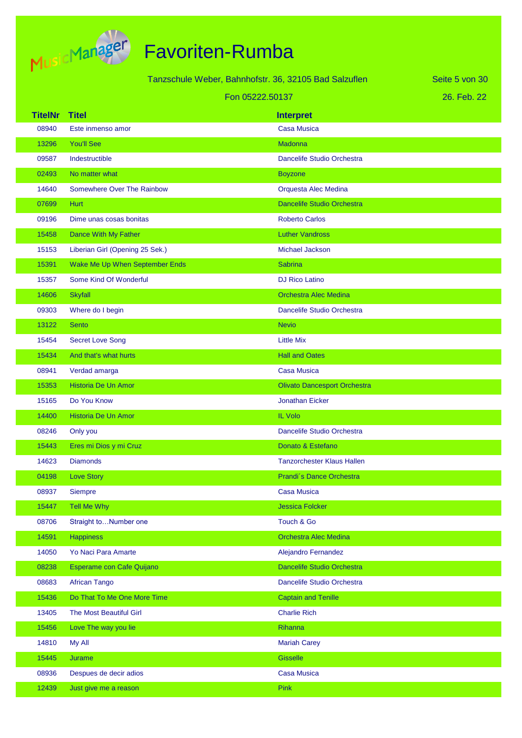# Favoriten-Rumba

Tanzschule Weber, Bahnhofstr. 36, 32105 Bad Salzuflen

Fon 05222.50137

26. Feb. 22

| TitelNr | Titel | Interpret |
|---|---|---|
| 08940 | Este inmenso amor | Casa Musica |
| 13296 | You'll See | Madonna |
| 09587 | Indestructible | Dancelife Studio Orchestra |
| 02493 | No matter what | Boyzone |
| 14640 | Somewhere Over The Rainbow | Orquesta Alec Medina |
| 07699 | Hurt | Dancelife Studio Orchestra |
| 09196 | Dime unas cosas bonitas | Roberto Carlos |
| 15458 | Dance With My Father | Luther Vandross |
| 15153 | Liberian Girl (Opening 25 Sek.) | Michael Jackson |
| 15391 | Wake Me Up When September Ends | Sabrina |
| 15357 | Some Kind Of Wonderful | DJ Rico Latino |
| 14606 | Skyfall | Orchestra Alec Medina |
| 09303 | Where do I begin | Dancelife Studio Orchestra |
| 13122 | Sento | Nevio |
| 15454 | Secret Love Song | Little Mix |
| 15434 | And that's what hurts | Hall and Oates |
| 08941 | Verdad amarga | Casa Musica |
| 15353 | Historia De Un Amor | Olivato Dancesport Orchestra |
| 15165 | Do You Know | Jonathan Eicker |
| 14400 | Historia De Un Amor | IL Volo |
| 08246 | Only you | Dancelife Studio Orchestra |
| 15443 | Eres mi Dios y mi Cruz | Donato & Estefano |
| 14623 | Diamonds | Tanzorchester Klaus Hallen |
| 04198 | Love Story | Prandi´s Dance Orchestra |
| 08937 | Siempre | Casa Musica |
| 15447 | Tell Me Why | Jessica Folcker |
| 08706 | Straight to…Number one | Touch & Go |
| 14591 | Happiness | Orchestra Alec Medina |
| 14050 | Yo Naci Para Amarte | Alejandro Fernandez |
| 08238 | Esperame con Cafe Quijano | Dancelife Studio Orchestra |
| 08683 | African Tango | Dancelife Studio Orchestra |
| 15436 | Do That To Me One More Time | Captain and Tenille |
| 13405 | The Most Beautiful Girl | Charlie Rich |
| 15456 | Love The way you lie | Rihanna |
| 14810 | My All | Mariah Carey |
| 15445 | Jurame | Gisselle |
| 08936 | Despues de decir adios | Casa Musica |
| 12439 | Just give me a reason | Pink |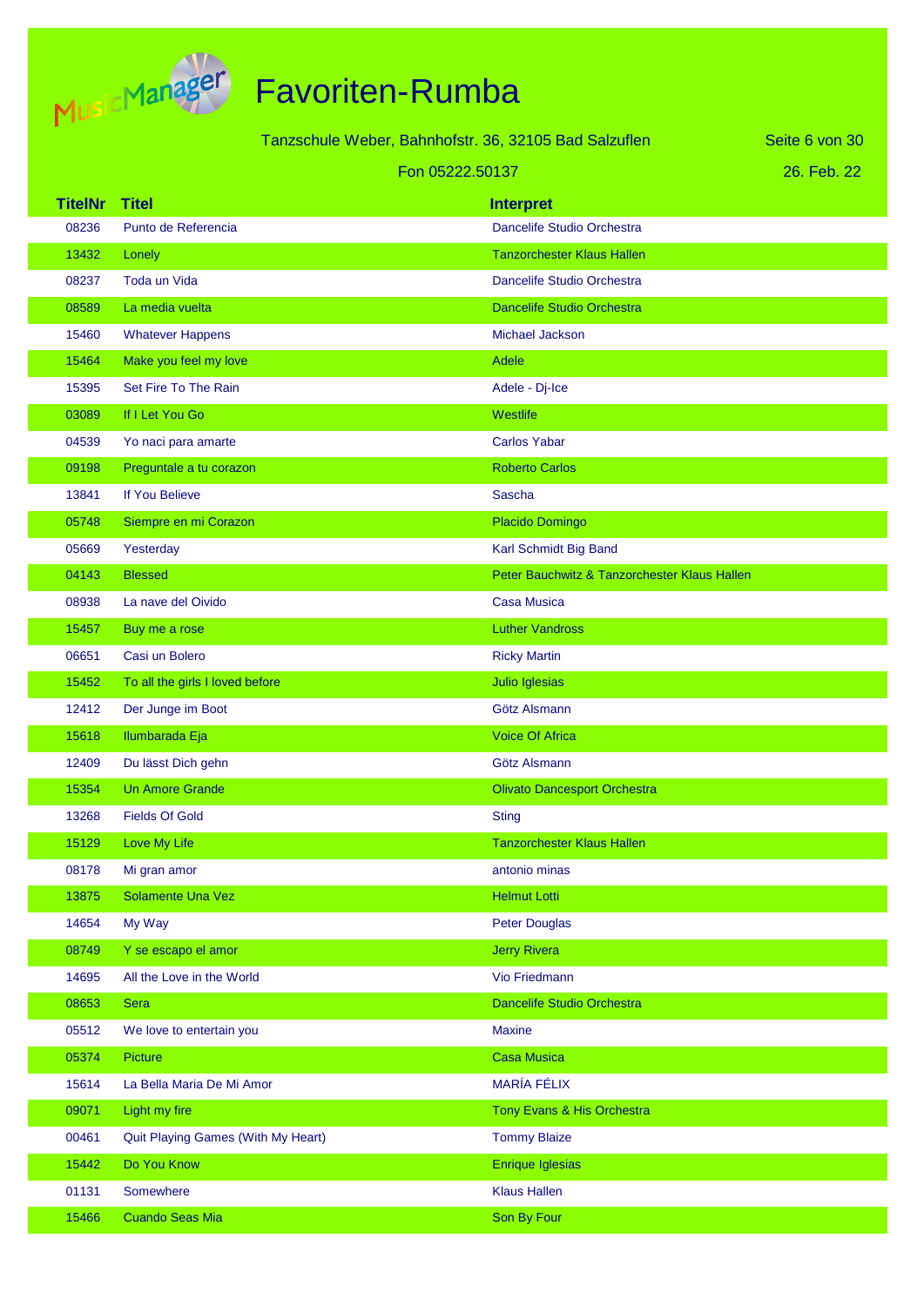# Favoriten-Rumba

Tanzschule Weber, Bahnhofstr. 36, 32105 Bad Salzuflen

Fon 05222.50137

26. Feb. 22

| TitelNr | Titel | Interpret |
|---|---|---|
| 08236 | Punto de Referencia | Dancelife Studio Orchestra |
| 13432 | Lonely | Tanzorchester Klaus Hallen |
| 08237 | Toda un Vida | Dancelife Studio Orchestra |
| 08589 | La media vuelta | Dancelife Studio Orchestra |
| 15460 | Whatever Happens | Michael Jackson |
| 15464 | Make you feel my love | Adele |
| 15395 | Set Fire To The Rain | Adele - Dj-Ice |
| 03089 | If I Let You Go | Westlife |
| 04539 | Yo naci para amarte | Carlos Yabar |
| 09198 | Preguntale a tu corazon | Roberto Carlos |
| 13841 | If You Believe | Sascha |
| 05748 | Siempre en mi Corazon | Placido Domingo |
| 05669 | Yesterday | Karl Schmidt Big Band |
| 04143 | Blessed | Peter Bauchwitz & Tanzorchester Klaus Hallen |
| 08938 | La nave del Oivido | Casa Musica |
| 15457 | Buy me a rose | Luther Vandross |
| 06651 | Casi un Bolero | Ricky Martin |
| 15452 | To all the girls I loved before | Julio Iglesias |
| 12412 | Der Junge im Boot | Götz Alsmann |
| 15618 | Ilumbarada Eja | Voice Of Africa |
| 12409 | Du lässt Dich gehn | Götz Alsmann |
| 15354 | Un Amore Grande | Olivato Dancesport Orchestra |
| 13268 | Fields Of Gold | Sting |
| 15129 | Love My Life | Tanzorchester Klaus Hallen |
| 08178 | Mi gran amor | antonio minas |
| 13875 | Solamente Una Vez | Helmut Lotti |
| 14654 | My Way | Peter Douglas |
| 08749 | Y se escapo el amor | Jerry Rivera |
| 14695 | All the Love in the World | Vio Friedmann |
| 08653 | Sera | Dancelife Studio Orchestra |
| 05512 | We love to entertain you | Maxine |
| 05374 | Picture | Casa Musica |
| 15614 | La Bella Maria De Mi Amor | MARÍA FÉLIX |
| 09071 | Light my fire | Tony Evans & His Orchestra |
| 00461 | Quit Playing Games (With My Heart) | Tommy Blaize |
| 15442 | Do You Know | Enrique Iglesias |
| 01131 | Somewhere | Klaus Hallen |
| 15466 | Cuando Seas Mia | Son By Four |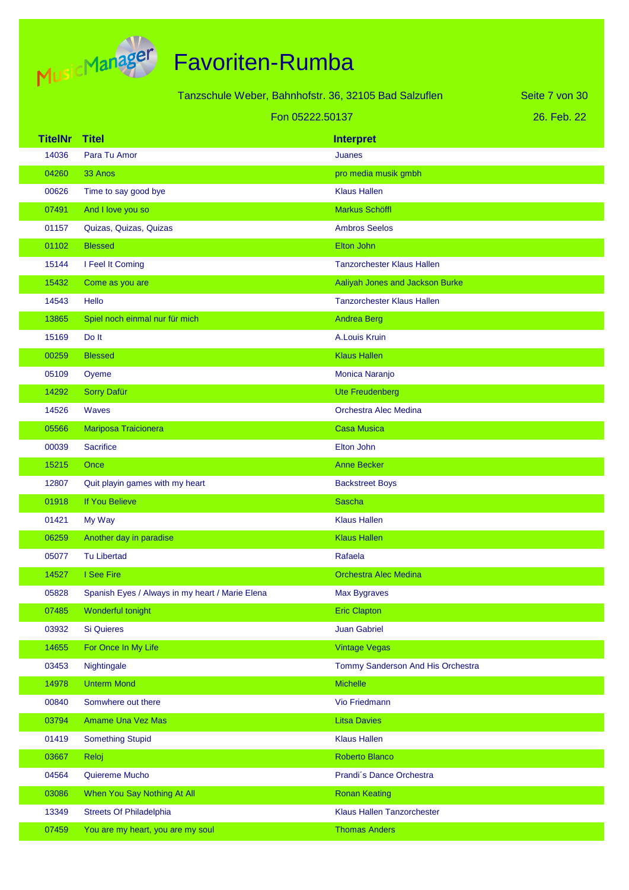# Favoriten-Rumba

Tanzschule Weber, Bahnhofstr. 36, 32105 Bad Salzuflen

Fon 05222.50137

26. Feb. 22

| TitelNr | Titel | Interpret |
|---|---|---|
| 14036 | Para Tu Amor | Juanes |
| 04260 | 33 Anos | pro media musik gmbh |
| 00626 | Time to say good bye | Klaus Hallen |
| 07491 | And I love you so | Markus Schöffl |
| 01157 | Quizas, Quizas, Quizas | Ambros Seelos |
| 01102 | Blessed | Elton John |
| 15144 | I Feel It Coming | Tanzorchester Klaus Hallen |
| 15432 | Come as you are | Aaliyah Jones and Jackson Burke |
| 14543 | Hello | Tanzorchester Klaus Hallen |
| 13865 | Spiel noch einmal nur für mich | Andrea Berg |
| 15169 | Do It | A.Louis Kruin |
| 00259 | Blessed | Klaus Hallen |
| 05109 | Oyeme | Monica Naranjo |
| 14292 | Sorry Dafür | Ute Freudenberg |
| 14526 | Waves | Orchestra Alec Medina |
| 05566 | Mariposa Traicionera | Casa Musica |
| 00039 | Sacrifice | Elton John |
| 15215 | Once | Anne Becker |
| 12807 | Quit playin games with my heart | Backstreet Boys |
| 01918 | If You Believe | Sascha |
| 01421 | My Way | Klaus Hallen |
| 06259 | Another day in paradise | Klaus Hallen |
| 05077 | Tu Libertad | Rafaela |
| 14527 | I See Fire | Orchestra Alec Medina |
| 05828 | Spanish Eyes / Always in my heart / Marie Elena | Max Bygraves |
| 07485 | Wonderful tonight | Eric Clapton |
| 03932 | Si Quieres | Juan Gabriel |
| 14655 | For Once In My Life | Vintage Vegas |
| 03453 | Nightingale | Tommy Sanderson And His Orchestra |
| 14978 | Unterm Mond | Michelle |
| 00840 | Somwhere out there | Vio Friedmann |
| 03794 | Amame Una Vez Mas | Litsa Davies |
| 01419 | Something Stupid | Klaus Hallen |
| 03667 | Reloj | Roberto Blanco |
| 04564 | Quiereme Mucho | Prandi´s Dance Orchestra |
| 03086 | When You Say Nothing At All | Ronan Keating |
| 13349 | Streets Of Philadelphia | Klaus Hallen Tanzorchester |
| 07459 | You are my heart, you are my soul | Thomas Anders |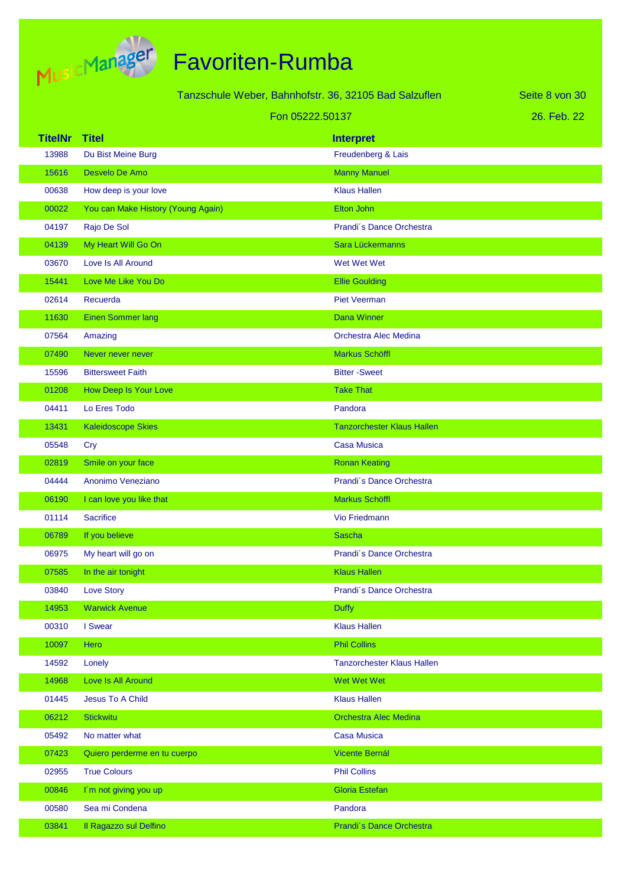# Favoriten-Rumba

Tanzschule Weber, Bahnhofstr. 36, 32105 Bad Salzuflen

Fon 05222.50137

26. Feb. 22

| TitelNr | Titel | Interpret |
|---|---|---|
| 13988 | Du Bist Meine Burg | Freudenberg & Lais |
| 15616 | Desvelo De Amo | Manny Manuel |
| 00638 | How deep is your love | Klaus Hallen |
| 00022 | You can Make History (Young Again) | Elton John |
| 04197 | Rajo De Sol | Prandi´s Dance Orchestra |
| 04139 | My Heart Will Go On | Sara Lückermanns |
| 03670 | Love Is All Around | Wet Wet Wet |
| 15441 | Love Me Like You Do | Ellie Goulding |
| 02614 | Recuerda | Piet Veerman |
| 11630 | Einen Sommer lang | Dana Winner |
| 07564 | Amazing | Orchestra Alec Medina |
| 07490 | Never never never | Markus Schöffl |
| 15596 | Bittersweet Faith | Bitter -Sweet |
| 01208 | How Deep Is Your Love | Take That |
| 04411 | Lo Eres Todo | Pandora |
| 13431 | Kaleidoscope Skies | Tanzorchester Klaus Hallen |
| 05548 | Cry | Casa Musica |
| 02819 | Smile on your face | Ronan Keating |
| 04444 | Anonimo Veneziano | Prandi´s Dance Orchestra |
| 06190 | I can love you like that | Markus Schöffl |
| 01114 | Sacrifice | Vio Friedmann |
| 06789 | If you believe | Sascha |
| 06975 | My heart will go on | Prandi´s Dance Orchestra |
| 07585 | In the air tonight | Klaus Hallen |
| 03840 | Love Story | Prandi´s Dance Orchestra |
| 14953 | Warwick Avenue | Duffy |
| 00310 | I Swear | Klaus Hallen |
| 10097 | Hero | Phil Collins |
| 14592 | Lonely | Tanzorchester Klaus Hallen |
| 14968 | Love Is All Around | Wet Wet Wet |
| 01445 | Jesus To A Child | Klaus Hallen |
| 06212 | Stickwitu | Orchestra Alec Medina |
| 05492 | No matter what | Casa Musica |
| 07423 | Quiero perderme en tu cuerpo | Vicente Bernál |
| 02955 | True Colours | Phil Collins |
| 00846 | I´m not giving you up | Gloria Estefan |
| 00580 | Sea mi Condena | Pandora |
| 03841 | Il Ragazzo sul Delfino | Prandi´s Dance Orchestra |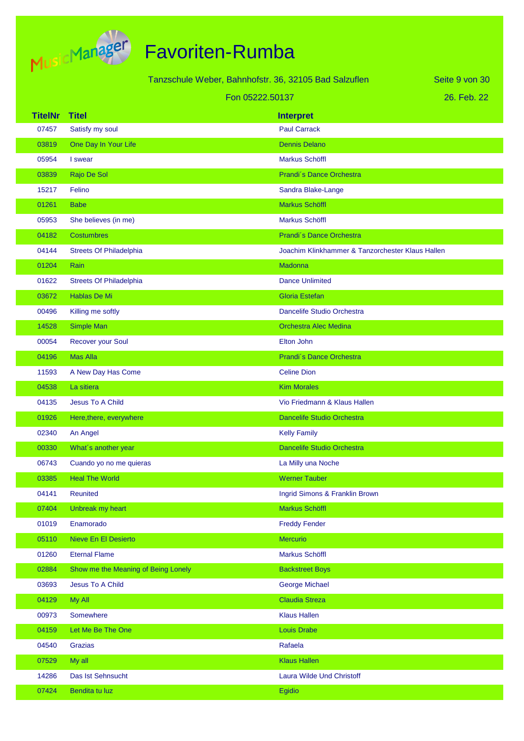# Favoriten-Rumba

Tanzschule Weber, Bahnhofstr. 36, 32105 Bad Salzuflen

Fon 05222.50137

26. Feb. 22

| TitelNr | Titel | Interpret |
|---|---|---|
| 07457 | Satisfy my soul | Paul Carrack |
| 03819 | One Day In Your Life | Dennis Delano |
| 05954 | I swear | Markus Schöffl |
| 03839 | Rajo De Sol | Prandi´s Dance Orchestra |
| 15217 | Felino | Sandra Blake-Lange |
| 01261 | Babe | Markus Schöffl |
| 05953 | She believes (in me) | Markus Schöffl |
| 04182 | Costumbres | Prandi´s Dance Orchestra |
| 04144 | Streets Of Philadelphia | Joachim Klinkhammer & Tanzorchester Klaus Hallen |
| 01204 | Rain | Madonna |
| 01622 | Streets Of Philadelphia | Dance Unlimited |
| 03672 | Hablas De Mi | Gloria Estefan |
| 00496 | Killing me softly | Dancelife Studio Orchestra |
| 14528 | Simple Man | Orchestra Alec Medina |
| 00054 | Recover your Soul | Elton John |
| 04196 | Mas Alla | Prandi´s Dance Orchestra |
| 11593 | A New Day Has Come | Celine Dion |
| 04538 | La sitiera | Kim Morales |
| 04135 | Jesus To A Child | Vio Friedmann & Klaus Hallen |
| 01926 | Here,there, everywhere | Dancelife Studio Orchestra |
| 02340 | An Angel | Kelly Family |
| 00330 | What´s another year | Dancelife Studio Orchestra |
| 06743 | Cuando yo no me quieras | La Milly una Noche |
| 03385 | Heal The World | Werner Tauber |
| 04141 | Reunited | Ingrid Simons & Franklin Brown |
| 07404 | Unbreak my heart | Markus Schöffl |
| 01019 | Enamorado | Freddy Fender |
| 05110 | Nieve En El Desierto | Mercurio |
| 01260 | Eternal Flame | Markus Schöffl |
| 02884 | Show me the Meaning of Being Lonely | Backstreet Boys |
| 03693 | Jesus To A Child | George Michael |
| 04129 | My All | Claudia Streza |
| 00973 | Somewhere | Klaus Hallen |
| 04159 | Let Me Be The One | Louis Drabe |
| 04540 | Grazias | Rafaela |
| 07529 | My all | Klaus Hallen |
| 14286 | Das Ist Sehnsucht | Laura Wilde Und Christoff |
| 07424 | Bendita tu luz | Egidio |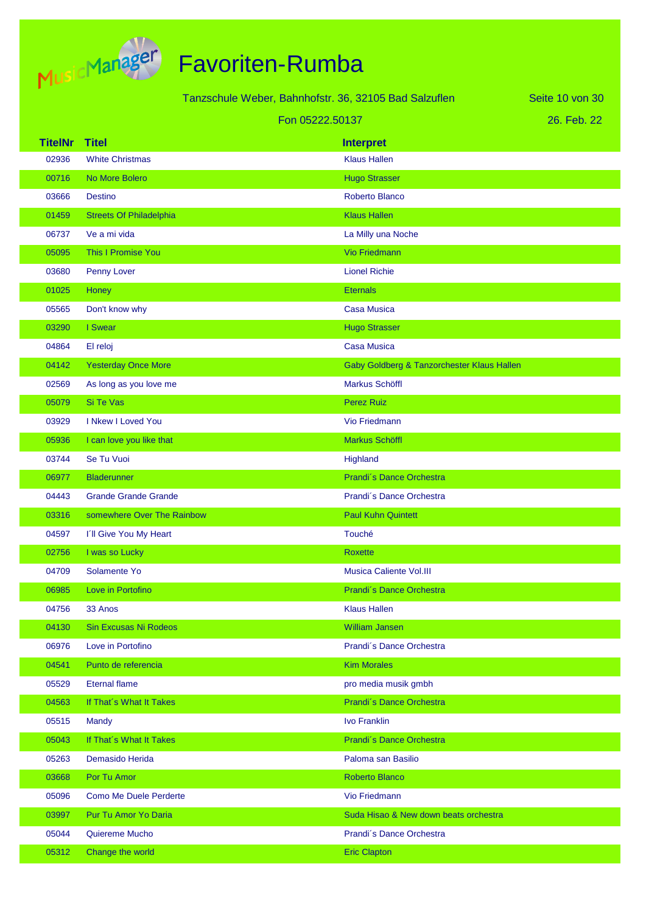# Favoriten-Rumba

Tanzschule Weber, Bahnhofstr. 36, 32105 Bad Salzuflen

Fon 05222.50137

26. Feb. 22

| TitelNr | Titel | Interpret |
|---|---|---|
| 02936 | White Christmas | Klaus Hallen |
| 00716 | No More Bolero | Hugo Strasser |
| 03666 | Destino | Roberto Blanco |
| 01459 | Streets Of Philadelphia | Klaus Hallen |
| 06737 | Ve a mi vida | La Milly una Noche |
| 05095 | This I Promise You | Vio Friedmann |
| 03680 | Penny Lover | Lionel Richie |
| 01025 | Honey | Eternals |
| 05565 | Don't know why | Casa Musica |
| 03290 | I Swear | Hugo Strasser |
| 04864 | El reloj | Casa Musica |
| 04142 | Yesterday Once More | Gaby Goldberg & Tanzorchester Klaus Hallen |
| 02569 | As long as you love me | Markus Schöffl |
| 05079 | Si Te Vas | Perez Ruiz |
| 03929 | I Nkew I Loved You | Vio Friedmann |
| 05936 | I can love you like that | Markus Schöffl |
| 03744 | Se Tu Vuoi | Highland |
| 06977 | Bladerunner | Prandi´s Dance Orchestra |
| 04443 | Grande Grande Grande | Prandi´s Dance Orchestra |
| 03316 | somewhere Over The Rainbow | Paul Kuhn Quintett |
| 04597 | I´ll Give You My Heart | Touché |
| 02756 | I was so Lucky | Roxette |
| 04709 | Solamente Yo | Musica Caliente Vol.III |
| 06985 | Love in Portofino | Prandi´s Dance Orchestra |
| 04756 | 33 Anos | Klaus Hallen |
| 04130 | Sin Excusas Ni Rodeos | William Jansen |
| 06976 | Love in Portofino | Prandi´s Dance Orchestra |
| 04541 | Punto de referencia | Kim Morales |
| 05529 | Eternal flame | pro media musik gmbh |
| 04563 | If That´s What It Takes | Prandi´s Dance Orchestra |
| 05515 | Mandy | Ivo Franklin |
| 05043 | If That´s What It Takes | Prandi´s Dance Orchestra |
| 05263 | Demasido Herida | Paloma san Basilio |
| 03668 | Por Tu Amor | Roberto Blanco |
| 05096 | Como Me Duele Perderte | Vio Friedmann |
| 03997 | Pur Tu Amor Yo Daria | Suda Hisao & New down beats orchestra |
| 05044 | Quiereme Mucho | Prandi´s Dance Orchestra |
| 05312 | Change the world | Eric Clapton |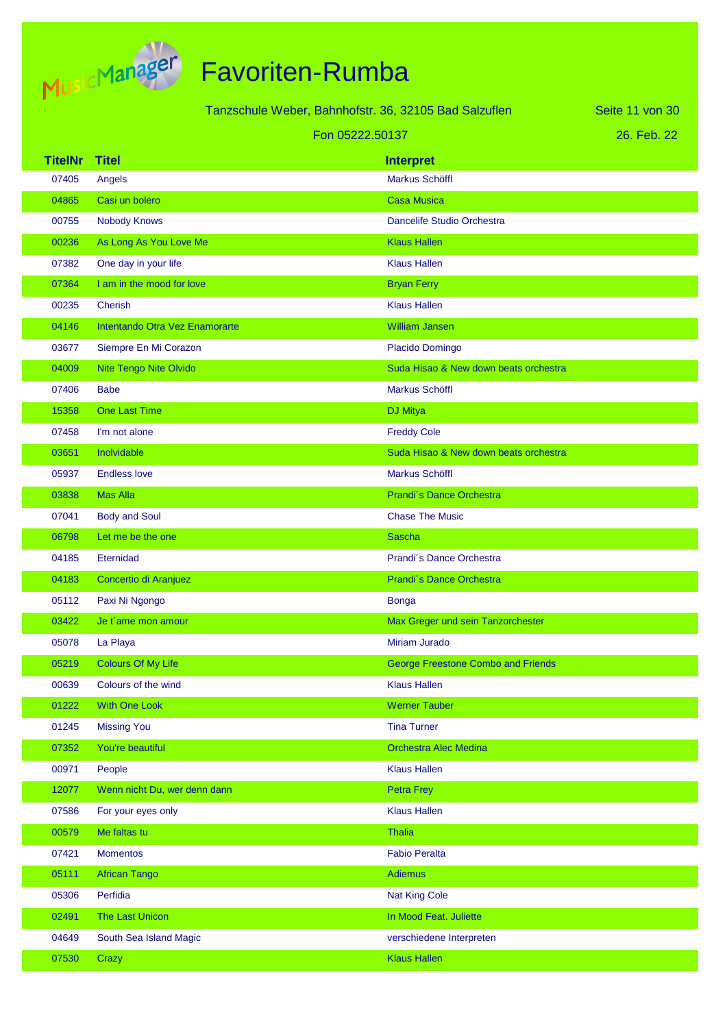# Favoriten-Rumba

Tanzschule Weber, Bahnhofstr. 36, 32105 Bad Salzuflen

Fon 05222.50137

26. Feb. 22

| TitelNr | Titel | Interpret |
|---|---|---|
| 07405 | Angels | Markus Schöffl |
| 04865 | Casi un bolero | Casa Musica |
| 00755 | Nobody Knows | Dancelife Studio Orchestra |
| 00236 | As Long As You Love Me | Klaus Hallen |
| 07382 | One day in your life | Klaus Hallen |
| 07364 | I am in the mood for love | Bryan Ferry |
| 00235 | Cherish | Klaus Hallen |
| 04146 | Intentando Otra Vez Enamorarte | William Jansen |
| 03677 | Siempre En Mi Corazon | Placido Domingo |
| 04009 | Nite Tengo Nite Olvido | Suda Hisao & New down beats orchestra |
| 07406 | Babe | Markus Schöffl |
| 15358 | One Last Time | DJ Mitya |
| 07458 | I'm not alone | Freddy Cole |
| 03651 | Inolvidable | Suda Hisao & New down beats orchestra |
| 05937 | Endless love | Markus Schöffl |
| 03838 | Mas Alla | Prandi´s Dance Orchestra |
| 07041 | Body and Soul | Chase The Music |
| 06798 | Let me be the one | Sascha |
| 04185 | Eternidad | Prandi´s Dance Orchestra |
| 04183 | Concertio di Aranjuez | Prandi´s Dance Orchestra |
| 05112 | Paxi Ni Ngongo | Bonga |
| 03422 | Je t´ame mon amour | Max Greger und sein Tanzorchester |
| 05078 | La Playa | Miriam Jurado |
| 05219 | Colours Of My Life | George Freestone Combo and Friends |
| 00639 | Colours of the wind | Klaus Hallen |
| 01222 | With One Look | Werner Tauber |
| 01245 | Missing You | Tina Turner |
| 07352 | You're beautiful | Orchestra Alec Medina |
| 00971 | People | Klaus Hallen |
| 12077 | Wenn nicht Du, wer denn dann | Petra Frey |
| 07586 | For your eyes only | Klaus Hallen |
| 00579 | Me faltas tu | Thalia |
| 07421 | Momentos | Fabio Peralta |
| 05111 | African Tango | Adiemus |
| 05306 | Perfidia | Nat King Cole |
| 02491 | The Last Unicon | In Mood Feat. Juliette |
| 04649 | South Sea Island Magic | verschiedene Interpreten |
| 07530 | Crazy | Klaus Hallen |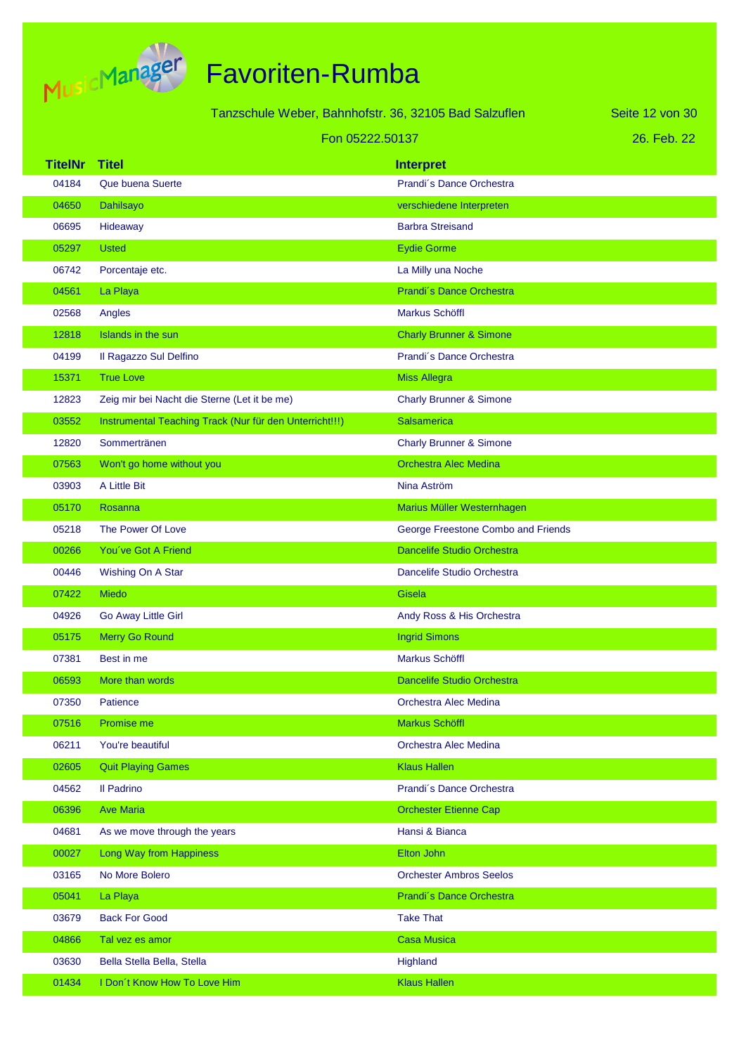# Favoriten-Rumba

Tanzschule Weber, Bahnhofstr. 36, 32105 Bad Salzuflen

Fon 05222.50137

26. Feb. 22

| TitelNr | Titel | Interpret |
|---|---|---|
| 04184 | Que buena Suerte | Prandi´s Dance Orchestra |
| 04650 | Dahilsayo | verschiedene Interpreten |
| 06695 | Hideaway | Barbra Streisand |
| 05297 | Usted | Eydie Gorme |
| 06742 | Porcentaje etc. | La Milly una Noche |
| 04561 | La Playa | Prandi´s Dance Orchestra |
| 02568 | Angles | Markus Schöffl |
| 12818 | Islands in the sun | Charly Brunner & Simone |
| 04199 | Il Ragazzo Sul Delfino | Prandi´s Dance Orchestra |
| 15371 | True Love | Miss Allegra |
| 12823 | Zeig mir bei Nacht die Sterne (Let it be me) | Charly Brunner & Simone |
| 03552 | Instrumental Teaching Track (Nur für den Unterricht!!!) | Salsamerica |
| 12820 | Sommertränen | Charly Brunner & Simone |
| 07563 | Won't go home without you | Orchestra Alec Medina |
| 03903 | A Little Bit | Nina Aström |
| 05170 | Rosanna | Marius Müller Westernhagen |
| 05218 | The Power Of Love | George Freestone Combo and Friends |
| 00266 | You´ve Got A Friend | Dancelife Studio Orchestra |
| 00446 | Wishing On A Star | Dancelife Studio Orchestra |
| 07422 | Miedo | Gisela |
| 04926 | Go Away Little Girl | Andy Ross & His Orchestra |
| 05175 | Merry Go Round | Ingrid Simons |
| 07381 | Best in me | Markus Schöffl |
| 06593 | More than words | Dancelife Studio Orchestra |
| 07350 | Patience | Orchestra Alec Medina |
| 07516 | Promise me | Markus Schöffl |
| 06211 | You're beautiful | Orchestra Alec Medina |
| 02605 | Quit Playing Games | Klaus Hallen |
| 04562 | Il Padrino | Prandi´s Dance Orchestra |
| 06396 | Ave Maria | Orchester Etienne Cap |
| 04681 | As we move through the years | Hansi & Bianca |
| 00027 | Long Way from Happiness | Elton John |
| 03165 | No More Bolero | Orchester Ambros Seelos |
| 05041 | La Playa | Prandi´s Dance Orchestra |
| 03679 | Back For Good | Take That |
| 04866 | Tal vez es amor | Casa Musica |
| 03630 | Bella Stella Bella, Stella | Highland |
| 01434 | I Don´t Know How To Love Him | Klaus Hallen |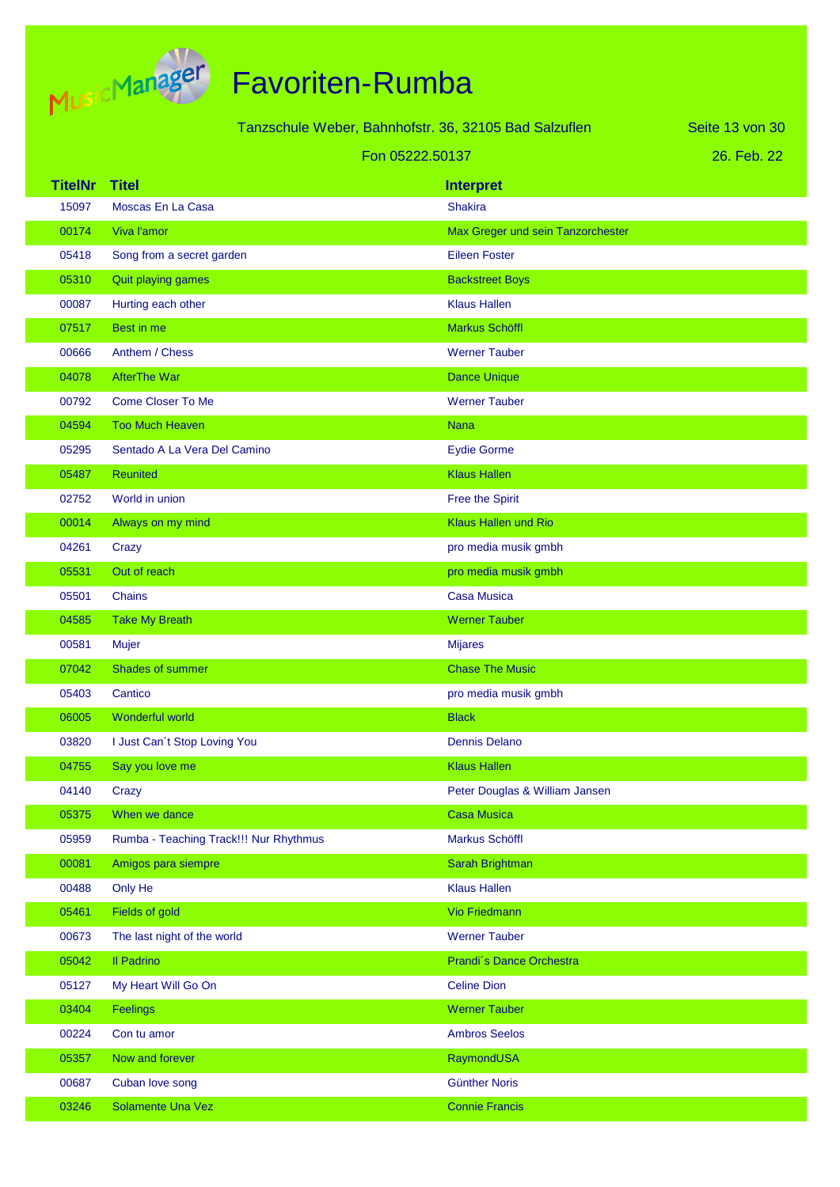# Favoriten-Rumba

Tanzschule Weber, Bahnhofstr. 36, 32105 Bad Salzuflen

Fon 05222.50137

26. Feb. 22

| TitelNr | Titel | Interpret |
|---|---|---|
| 15097 | Moscas En La Casa | Shakira |
| 00174 | Viva l'amor | Max Greger und sein Tanzorchester |
| 05418 | Song from a secret garden | Eileen Foster |
| 05310 | Quit playing games | Backstreet Boys |
| 00087 | Hurting each other | Klaus Hallen |
| 07517 | Best in me | Markus Schöffl |
| 00666 | Anthem / Chess | Werner Tauber |
| 04078 | AfterThe War | Dance Unique |
| 00792 | Come Closer To Me | Werner Tauber |
| 04594 | Too Much Heaven | Nana |
| 05295 | Sentado A La Vera Del Camino | Eydie Gorme |
| 05487 | Reunited | Klaus Hallen |
| 02752 | World in union | Free the Spirit |
| 00014 | Always on my mind | Klaus Hallen und Rio |
| 04261 | Crazy | pro media musik gmbh |
| 05531 | Out of reach | pro media musik gmbh |
| 05501 | Chains | Casa Musica |
| 04585 | Take My Breath | Werner Tauber |
| 00581 | Mujer | Mijares |
| 07042 | Shades of summer | Chase The Music |
| 05403 | Cantico | pro media musik gmbh |
| 06005 | Wonderful world | Black |
| 03820 | I Just Can´t Stop Loving You | Dennis Delano |
| 04755 | Say you love me | Klaus Hallen |
| 04140 | Crazy | Peter Douglas & William Jansen |
| 05375 | When we dance | Casa Musica |
| 05959 | Rumba - Teaching Track!!! Nur Rhythmus | Markus Schöffl |
| 00081 | Amigos para siempre | Sarah Brightman |
| 00488 | Only He | Klaus Hallen |
| 05461 | Fields of gold | Vio Friedmann |
| 00673 | The last night of the world | Werner Tauber |
| 05042 | Il Padrino | Prandi´s Dance Orchestra |
| 05127 | My Heart Will Go On | Celine Dion |
| 03404 | Feelings | Werner Tauber |
| 00224 | Con tu amor | Ambros Seelos |
| 05357 | Now and forever | RaymondUSA |
| 00687 | Cuban love song | Günther Noris |
| 03246 | Solamente Una Vez | Connie Francis |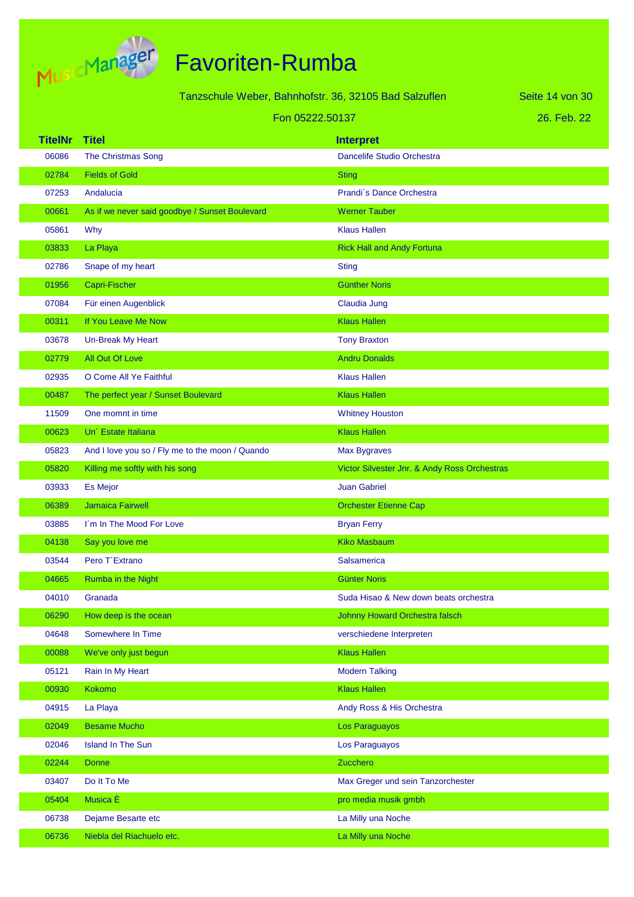# Favoriten-Rumba

Tanzschule Weber, Bahnhofstr. 36, 32105 Bad Salzuflen

Fon 05222.50137

26. Feb. 22

| TitelNr | Titel | Interpret |
|---|---|---|
| 06086 | The Christmas Song | Dancelife Studio Orchestra |
| 02784 | Fields of Gold | Sting |
| 07253 | Andalucia | Prandi´s Dance Orchestra |
| 00661 | As if we never said goodbye / Sunset Boulevard | Werner Tauber |
| 05861 | Why | Klaus Hallen |
| 03833 | La Playa | Rick Hall and Andy Fortuna |
| 02786 | Snape of my heart | Sting |
| 01956 | Capri-Fischer | Günther Noris |
| 07084 | Für einen Augenblick | Claudia Jung |
| 00311 | If You Leave Me Now | Klaus Hallen |
| 03678 | Un-Break My Heart | Tony Braxton |
| 02779 | All Out Of Love | Andru Donalds |
| 02935 | O Come All Ye Faithful | Klaus Hallen |
| 00487 | The perfect year / Sunset Boulevard | Klaus Hallen |
| 11509 | One momnt in time | Whitney Houston |
| 00623 | Un´ Estate Italiana | Klaus Hallen |
| 05823 | And I love you so / Fly me to the moon / Quando | Max Bygraves |
| 05820 | Killing me softly with his song | Victor Silvester Jnr. & Andy Ross Orchestras |
| 03933 | Es Mejor | Juan Gabriel |
| 06389 | Jamaica Fairwell | Orchester Etienne Cap |
| 03885 | I´m In The Mood For Love | Bryan Ferry |
| 04138 | Say you love me | Kiko Masbaum |
| 03544 | Pero T´Extrano | Salsamerica |
| 04665 | Rumba in the Night | Günter Noris |
| 04010 | Granada | Suda Hisao & New down beats orchestra |
| 06290 | How deep is the ocean | Johnny Howard Orchestra falsch |
| 04648 | Somewhere In Time | verschiedene Interpreten |
| 00088 | We've only just begun | Klaus Hallen |
| 05121 | Rain In My Heart | Modern Talking |
| 00930 | Kokomo | Klaus Hallen |
| 04915 | La Playa | Andy Ross & His Orchestra |
| 02049 | Besame Mucho | Los Paraguayos |
| 02046 | Island In The Sun | Los Paraguayos |
| 02244 | Donne | Zucchero |
| 03407 | Do It To Me | Max Greger und sein Tanzorchester |
| 05404 | Musica È | pro media musik gmbh |
| 06738 | Dejame Besarte etc | La Milly una Noche |
| 06736 | Niebla del Riachuelo etc. | La Milly una Noche |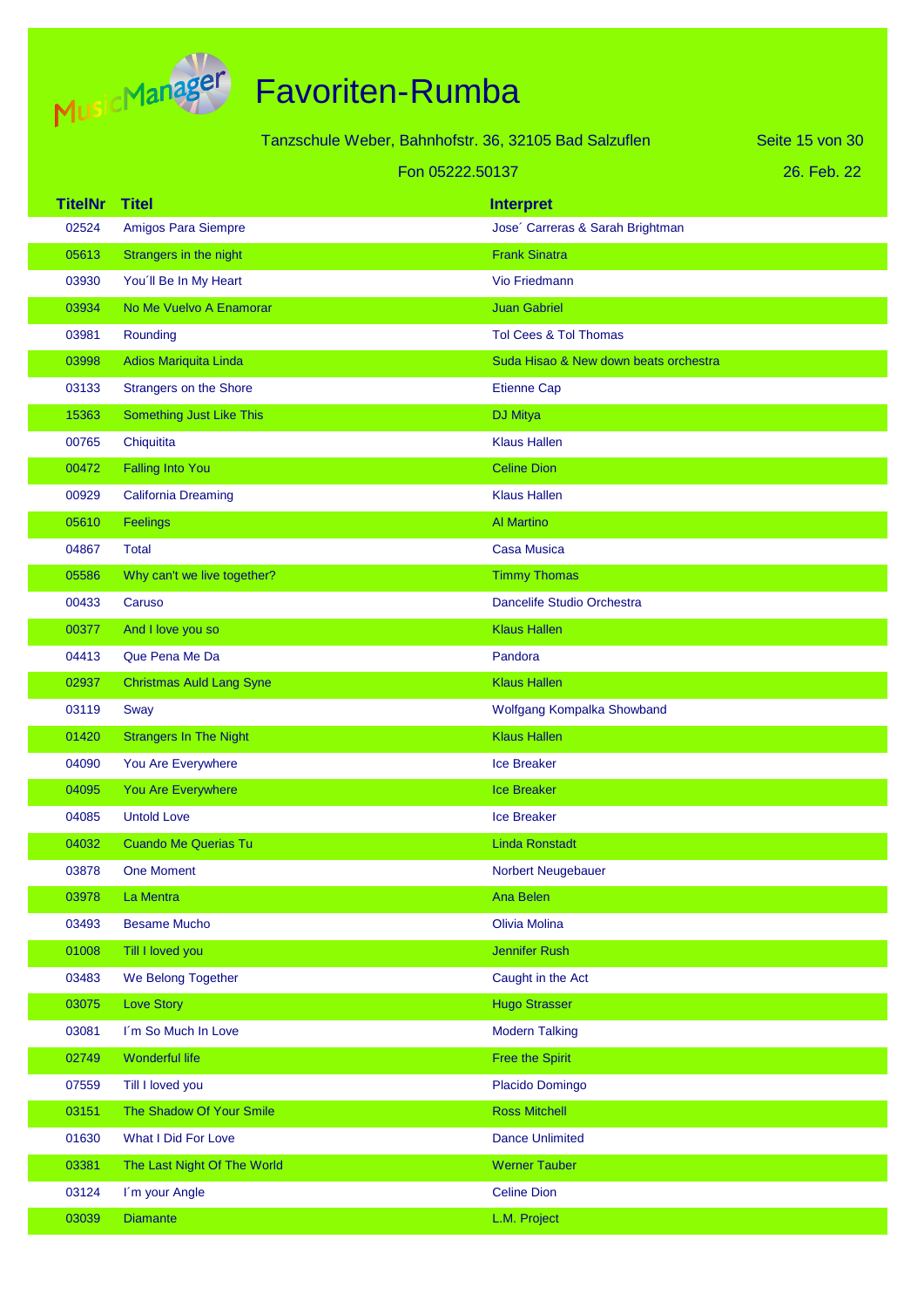# Favoriten-Rumba

Tanzschule Weber, Bahnhofstr. 36, 32105 Bad Salzuflen

Fon 05222.50137

26. Feb. 22

| TitelNr | Titel | Interpret |
|---|---|---|
| 02524 | Amigos Para Siempre | Jose´ Carreras & Sarah Brightman |
| 05613 | Strangers in the night | Frank Sinatra |
| 03930 | You´ll Be In My Heart | Vio Friedmann |
| 03934 | No Me Vuelvo A Enamorar | Juan Gabriel |
| 03981 | Rounding | Tol Cees & Tol Thomas |
| 03998 | Adios Mariquita Linda | Suda Hisao & New down beats orchestra |
| 03133 | Strangers on the Shore | Etienne Cap |
| 15363 | Something Just Like This | DJ Mitya |
| 00765 | Chiquitita | Klaus Hallen |
| 00472 | Falling Into You | Celine Dion |
| 00929 | California Dreaming | Klaus Hallen |
| 05610 | Feelings | Al Martino |
| 04867 | Total | Casa Musica |
| 05586 | Why can't we live together? | Timmy Thomas |
| 00433 | Caruso | Dancelife Studio Orchestra |
| 00377 | And I love you so | Klaus Hallen |
| 04413 | Que Pena Me Da | Pandora |
| 02937 | Christmas Auld Lang Syne | Klaus Hallen |
| 03119 | Sway | Wolfgang Kompalka Showband |
| 01420 | Strangers In The Night | Klaus Hallen |
| 04090 | You Are Everywhere | Ice Breaker |
| 04095 | You Are Everywhere | Ice Breaker |
| 04085 | Untold Love | Ice Breaker |
| 04032 | Cuando Me Querias Tu | Linda Ronstadt |
| 03878 | One Moment | Norbert Neugebauer |
| 03978 | La Mentra | Ana Belen |
| 03493 | Besame Mucho | Olivia Molina |
| 01008 | Till I loved you | Jennifer Rush |
| 03483 | We Belong Together | Caught in the Act |
| 03075 | Love Story | Hugo Strasser |
| 03081 | I´m So Much In Love | Modern Talking |
| 02749 | Wonderful life | Free the Spirit |
| 07559 | Till I loved you | Placido Domingo |
| 03151 | The Shadow Of Your Smile | Ross Mitchell |
| 01630 | What I Did For Love | Dance Unlimited |
| 03381 | The Last Night Of The World | Werner Tauber |
| 03124 | I´m your Angle | Celine Dion |
| 03039 | Diamante | L.M. Project |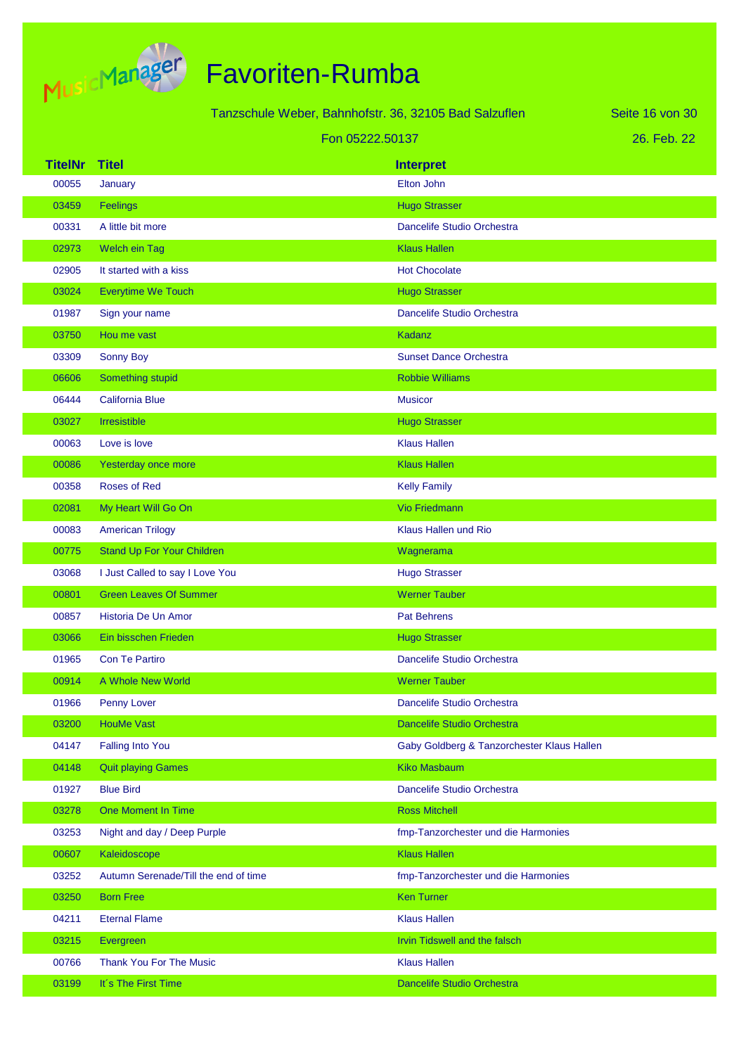# Favoriten-Rumba

Tanzschule Weber, Bahnhofstr. 36, 32105 Bad Salzuflen

Fon 05222.50137

26. Feb. 22

| TitelNr | Titel | Interpret |
|---|---|---|
| 00055 | January | Elton John |
| 03459 | Feelings | Hugo Strasser |
| 00331 | A little bit more | Dancelife Studio Orchestra |
| 02973 | Welch ein Tag | Klaus Hallen |
| 02905 | It started with a kiss | Hot Chocolate |
| 03024 | Everytime We Touch | Hugo Strasser |
| 01987 | Sign your name | Dancelife Studio Orchestra |
| 03750 | Hou me vast | Kadanz |
| 03309 | Sonny Boy | Sunset Dance Orchestra |
| 06606 | Something stupid | Robbie Williams |
| 06444 | California Blue | Musicor |
| 03027 | Irresistible | Hugo Strasser |
| 00063 | Love is love | Klaus Hallen |
| 00086 | Yesterday once more | Klaus Hallen |
| 00358 | Roses of Red | Kelly Family |
| 02081 | My Heart Will Go On | Vio Friedmann |
| 00083 | American Trilogy | Klaus Hallen und Rio |
| 00775 | Stand Up For Your Children | Wagnerama |
| 03068 | I Just Called to say I Love You | Hugo Strasser |
| 00801 | Green Leaves Of Summer | Werner Tauber |
| 00857 | Historia De Un Amor | Pat Behrens |
| 03066 | Ein bisschen Frieden | Hugo Strasser |
| 01965 | Con Te Partiro | Dancelife Studio Orchestra |
| 00914 | A Whole New World | Werner Tauber |
| 01966 | Penny Lover | Dancelife Studio Orchestra |
| 03200 | HouMe Vast | Dancelife Studio Orchestra |
| 04147 | Falling Into You | Gaby Goldberg & Tanzorchester Klaus Hallen |
| 04148 | Quit playing Games | Kiko Masbaum |
| 01927 | Blue Bird | Dancelife Studio Orchestra |
| 03278 | One Moment In Time | Ross Mitchell |
| 03253 | Night and day / Deep Purple | fmp-Tanzorchester und die Harmonies |
| 00607 | Kaleidoscope | Klaus Hallen |
| 03252 | Autumn Serenade/Till the end of time | fmp-Tanzorchester und die Harmonies |
| 03250 | Born Free | Ken Turner |
| 04211 | Eternal Flame | Klaus Hallen |
| 03215 | Evergreen | Irvin Tidswell and the falsch |
| 00766 | Thank You For The Music | Klaus Hallen |
| 03199 | It´s The First Time | Dancelife Studio Orchestra |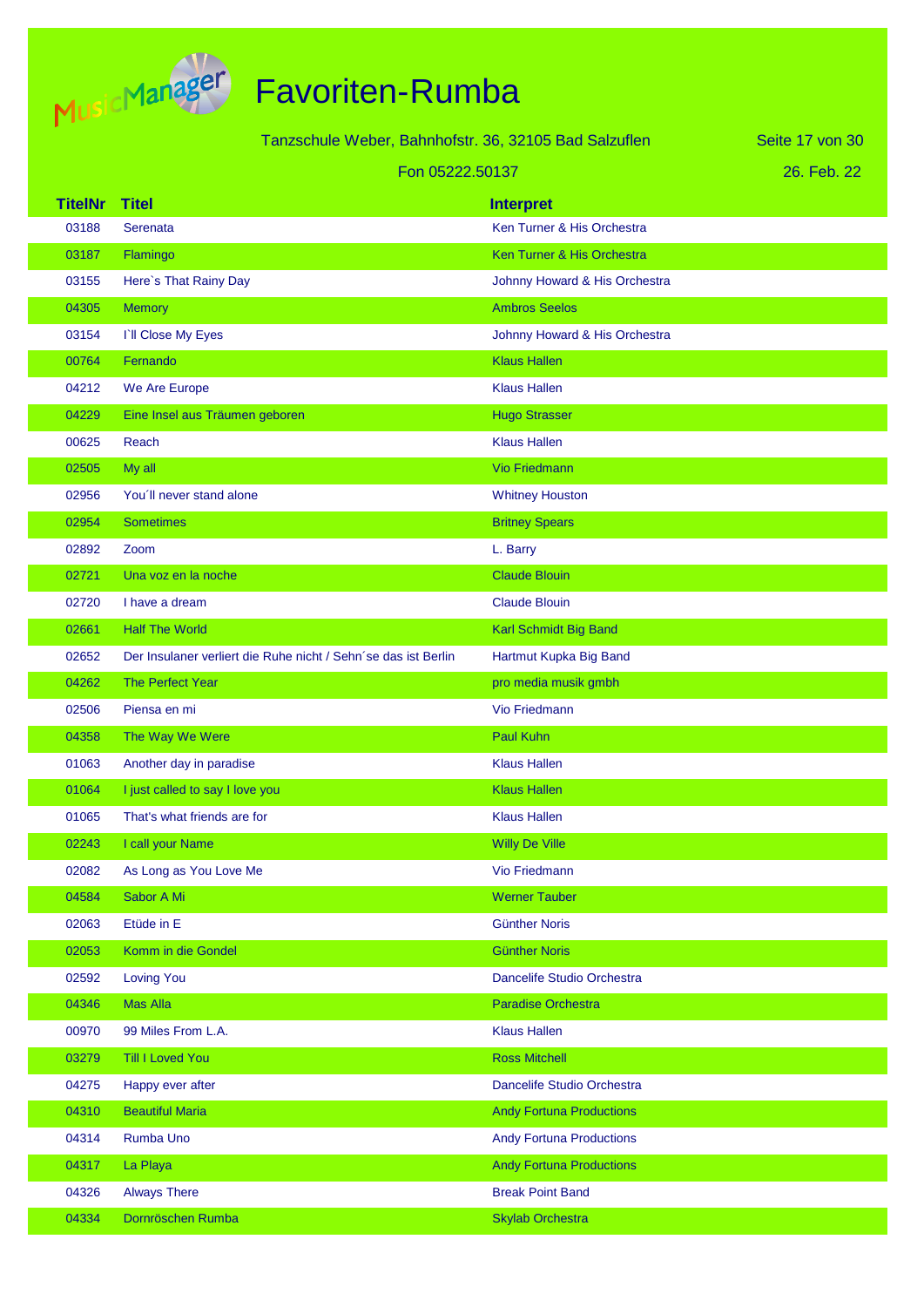# Favoriten-Rumba

Tanzschule Weber, Bahnhofstr. 36, 32105 Bad Salzuflen

Fon 05222.50137

26. Feb. 22

| TitelNr | Titel | Interpret |
|---|---|---|
| 03188 | Serenata | Ken Turner & His Orchestra |
| 03187 | Flamingo | Ken Turner & His Orchestra |
| 03155 | Here`s That Rainy Day | Johnny Howard & His Orchestra |
| 04305 | Memory | Ambros Seelos |
| 03154 | I`ll Close My Eyes | Johnny Howard & His Orchestra |
| 00764 | Fernando | Klaus Hallen |
| 04212 | We Are Europe | Klaus Hallen |
| 04229 | Eine Insel aus Träumen geboren | Hugo Strasser |
| 00625 | Reach | Klaus Hallen |
| 02505 | My all | Vio Friedmann |
| 02956 | You´ll never stand alone | Whitney Houston |
| 02954 | Sometimes | Britney Spears |
| 02892 | Zoom | L. Barry |
| 02721 | Una voz en la noche | Claude Blouin |
| 02720 | I have a dream | Claude Blouin |
| 02661 | Half The World | Karl Schmidt Big Band |
| 02652 | Der Insulaner verliert die Ruhe nicht / Sehn´se das ist Berlin | Hartmut Kupka Big Band |
| 04262 | The Perfect Year | pro media musik gmbh |
| 02506 | Piensa en mi | Vio Friedmann |
| 04358 | The Way We Were | Paul Kuhn |
| 01063 | Another day in paradise | Klaus Hallen |
| 01064 | I just called to say I love you | Klaus Hallen |
| 01065 | That's what friends are for | Klaus Hallen |
| 02243 | I call your Name | Willy De Ville |
| 02082 | As Long as You Love Me | Vio Friedmann |
| 04584 | Sabor A Mi | Werner Tauber |
| 02063 | Etüde in E | Günther Noris |
| 02053 | Komm in die Gondel | Günther Noris |
| 02592 | Loving You | Dancelife Studio Orchestra |
| 04346 | Mas Alla | Paradise Orchestra |
| 00970 | 99 Miles From L.A. | Klaus Hallen |
| 03279 | Till I Loved You | Ross Mitchell |
| 04275 | Happy ever after | Dancelife Studio Orchestra |
| 04310 | Beautiful Maria | Andy Fortuna Productions |
| 04314 | Rumba Uno | Andy Fortuna Productions |
| 04317 | La Playa | Andy Fortuna Productions |
| 04326 | Always There | Break Point Band |
| 04334 | Dornröschen Rumba | Skylab Orchestra |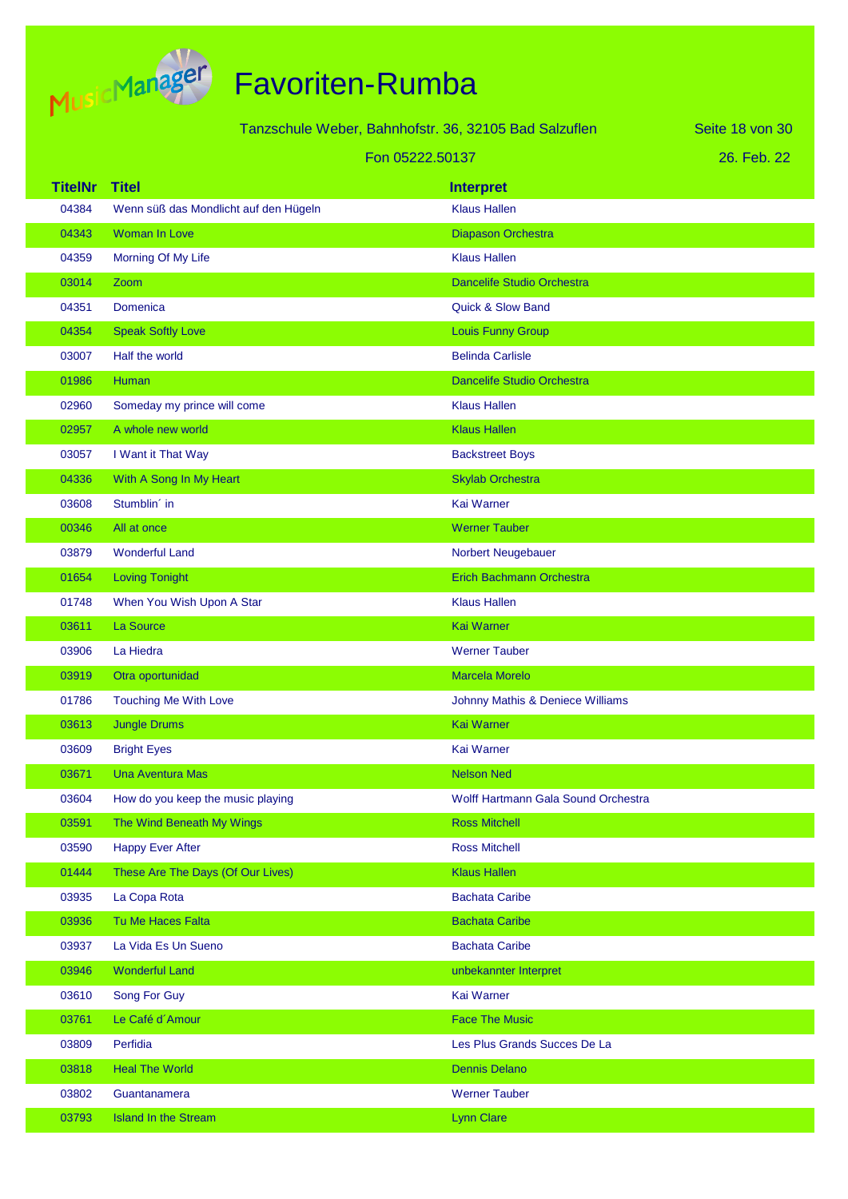# Favoriten-Rumba

Tanzschule Weber, Bahnhofstr. 36, 32105 Bad Salzuflen

Fon 05222.50137

26. Feb. 22

| TitelNr | Titel | Interpret |
|---|---|---|
| 04384 | Wenn süß das Mondlicht auf den Hügeln | Klaus Hallen |
| 04343 | Woman In Love | Diapason Orchestra |
| 04359 | Morning Of My Life | Klaus Hallen |
| 03014 | Zoom | Dancelife Studio Orchestra |
| 04351 | Domenica | Quick & Slow Band |
| 04354 | Speak Softly Love | Louis Funny Group |
| 03007 | Half the world | Belinda Carlisle |
| 01986 | Human | Dancelife Studio Orchestra |
| 02960 | Someday my prince will come | Klaus Hallen |
| 02957 | A whole new world | Klaus Hallen |
| 03057 | I Want it That Way | Backstreet Boys |
| 04336 | With A Song In My Heart | Skylab Orchestra |
| 03608 | Stumblin´ in | Kai Warner |
| 00346 | All at once | Werner Tauber |
| 03879 | Wonderful Land | Norbert Neugebauer |
| 01654 | Loving Tonight | Erich Bachmann Orchestra |
| 01748 | When You Wish Upon A Star | Klaus Hallen |
| 03611 | La Source | Kai Warner |
| 03906 | La Hiedra | Werner Tauber |
| 03919 | Otra oportunidad | Marcela Morelo |
| 01786 | Touching Me With Love | Johnny Mathis & Deniece Williams |
| 03613 | Jungle Drums | Kai Warner |
| 03609 | Bright Eyes | Kai Warner |
| 03671 | Una Aventura Mas | Nelson Ned |
| 03604 | How do you keep the music playing | Wolff Hartmann Gala Sound Orchestra |
| 03591 | The Wind Beneath My Wings | Ross Mitchell |
| 03590 | Happy Ever After | Ross Mitchell |
| 01444 | These Are The Days (Of Our Lives) | Klaus Hallen |
| 03935 | La Copa Rota | Bachata Caribe |
| 03936 | Tu Me Haces Falta | Bachata Caribe |
| 03937 | La Vida Es Un Sueno | Bachata Caribe |
| 03946 | Wonderful Land | unbekannter Interpret |
| 03610 | Song For Guy | Kai Warner |
| 03761 | Le Café d´Amour | Face The Music |
| 03809 | Perfidia | Les Plus Grands Succes De La |
| 03818 | Heal The World | Dennis Delano |
| 03802 | Guantanamera | Werner Tauber |
| 03793 | Island In the Stream | Lynn Clare |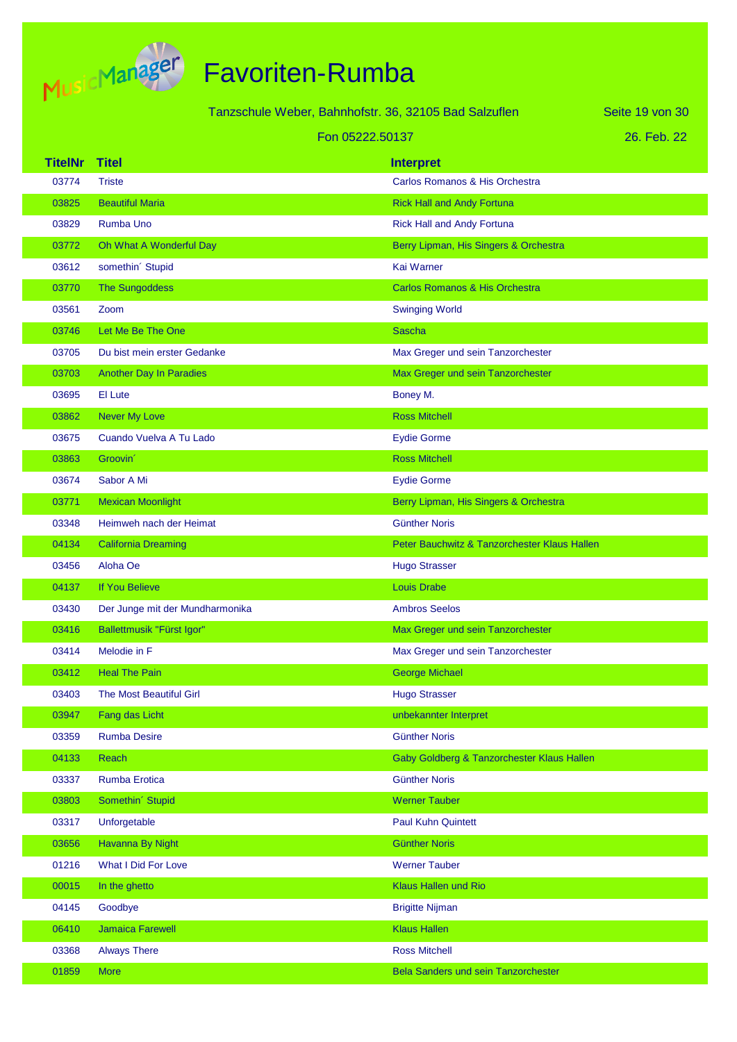# Favoriten-Rumba

Tanzschule Weber, Bahnhofstr. 36, 32105 Bad Salzuflen

Fon 05222.50137

26. Feb. 22

| TitelNr | Titel | Interpret |
|---|---|---|
| 03774 | Triste | Carlos Romanos & His Orchestra |
| 03825 | Beautiful Maria | Rick Hall and Andy Fortuna |
| 03829 | Rumba Uno | Rick Hall and Andy Fortuna |
| 03772 | Oh What A Wonderful Day | Berry Lipman, His Singers & Orchestra |
| 03612 | somethin´ Stupid | Kai Warner |
| 03770 | The Sungoddess | Carlos Romanos & His Orchestra |
| 03561 | Zoom | Swinging World |
| 03746 | Let Me Be The One | Sascha |
| 03705 | Du bist mein erster Gedanke | Max Greger und sein Tanzorchester |
| 03703 | Another Day In Paradies | Max Greger und sein Tanzorchester |
| 03695 | El Lute | Boney M. |
| 03862 | Never My Love | Ross Mitchell |
| 03675 | Cuando Vuelva A Tu Lado | Eydie Gorme |
| 03863 | Groovin´ | Ross Mitchell |
| 03674 | Sabor A Mi | Eydie Gorme |
| 03771 | Mexican Moonlight | Berry Lipman, His Singers & Orchestra |
| 03348 | Heimweh nach der Heimat | Günther Noris |
| 04134 | California Dreaming | Peter Bauchwitz & Tanzorchester Klaus Hallen |
| 03456 | Aloha Oe | Hugo Strasser |
| 04137 | If You Believe | Louis Drabe |
| 03430 | Der Junge mit der Mundharmonika | Ambros Seelos |
| 03416 | Ballettmusik "Fürst Igor" | Max Greger und sein Tanzorchester |
| 03414 | Melodie in F | Max Greger und sein Tanzorchester |
| 03412 | Heal The Pain | George Michael |
| 03403 | The Most Beautiful Girl | Hugo Strasser |
| 03947 | Fang das Licht | unbekannter Interpret |
| 03359 | Rumba Desire | Günther Noris |
| 04133 | Reach | Gaby Goldberg & Tanzorchester Klaus Hallen |
| 03337 | Rumba Erotica | Günther Noris |
| 03803 | Somethin´ Stupid | Werner Tauber |
| 03317 | Unforgetable | Paul Kuhn Quintett |
| 03656 | Havanna By Night | Günther Noris |
| 01216 | What I Did For Love | Werner Tauber |
| 00015 | In the ghetto | Klaus Hallen und Rio |
| 04145 | Goodbye | Brigitte Nijman |
| 06410 | Jamaica Farewell | Klaus Hallen |
| 03368 | Always There | Ross Mitchell |
| 01859 | More | Bela Sanders und sein Tanzorchester |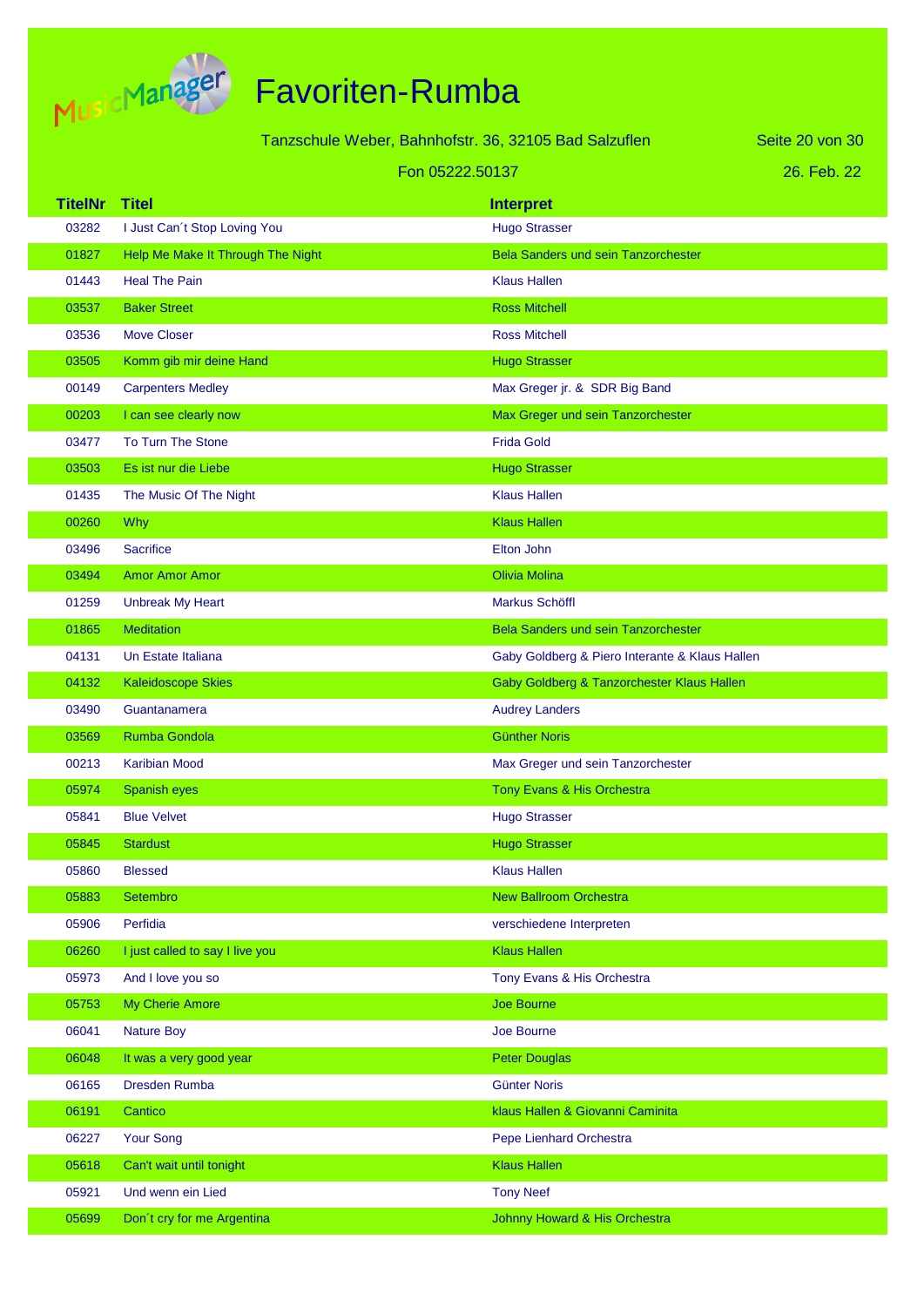# Favoriten-Rumba

Tanzschule Weber, Bahnhofstr. 36, 32105 Bad Salzuflen

Fon 05222.50137

26. Feb. 22

| TitelNr | Titel | Interpret |
|---|---|---|
| 03282 | I Just Can´t Stop Loving You | Hugo Strasser |
| 01827 | Help Me Make It Through The Night | Bela Sanders und sein Tanzorchester |
| 01443 | Heal The Pain | Klaus Hallen |
| 03537 | Baker Street | Ross Mitchell |
| 03536 | Move Closer | Ross Mitchell |
| 03505 | Komm gib mir deine Hand | Hugo Strasser |
| 00149 | Carpenters Medley | Max Greger jr. & SDR Big Band |
| 00203 | I can see clearly now | Max Greger und sein Tanzorchester |
| 03477 | To Turn The Stone | Frida Gold |
| 03503 | Es ist nur die Liebe | Hugo Strasser |
| 01435 | The Music Of The Night | Klaus Hallen |
| 00260 | Why | Klaus Hallen |
| 03496 | Sacrifice | Elton John |
| 03494 | Amor Amor Amor | Olivia Molina |
| 01259 | Unbreak My Heart | Markus Schöffl |
| 01865 | Meditation | Bela Sanders und sein Tanzorchester |
| 04131 | Un Estate Italiana | Gaby Goldberg & Piero Interante & Klaus Hallen |
| 04132 | Kaleidoscope Skies | Gaby Goldberg & Tanzorchester Klaus Hallen |
| 03490 | Guantanamera | Audrey Landers |
| 03569 | Rumba Gondola | Günther Noris |
| 00213 | Karibian Mood | Max Greger und sein Tanzorchester |
| 05974 | Spanish eyes | Tony Evans & His Orchestra |
| 05841 | Blue Velvet | Hugo Strasser |
| 05845 | Stardust | Hugo Strasser |
| 05860 | Blessed | Klaus Hallen |
| 05883 | Setembro | New Ballroom Orchestra |
| 05906 | Perfidia | verschiedene Interpreten |
| 06260 | I just called to say I live you | Klaus Hallen |
| 05973 | And I love you so | Tony Evans & His Orchestra |
| 05753 | My Cherie Amore | Joe Bourne |
| 06041 | Nature Boy | Joe Bourne |
| 06048 | It was a very good year | Peter Douglas |
| 06165 | Dresden Rumba | Günter Noris |
| 06191 | Cantico | klaus Hallen & Giovanni Caminita |
| 06227 | Your Song | Pepe Lienhard Orchestra |
| 05618 | Can't wait until tonight | Klaus Hallen |
| 05921 | Und wenn ein Lied | Tony Neef |
| 05699 | Don´t cry for me Argentina | Johnny Howard & His Orchestra |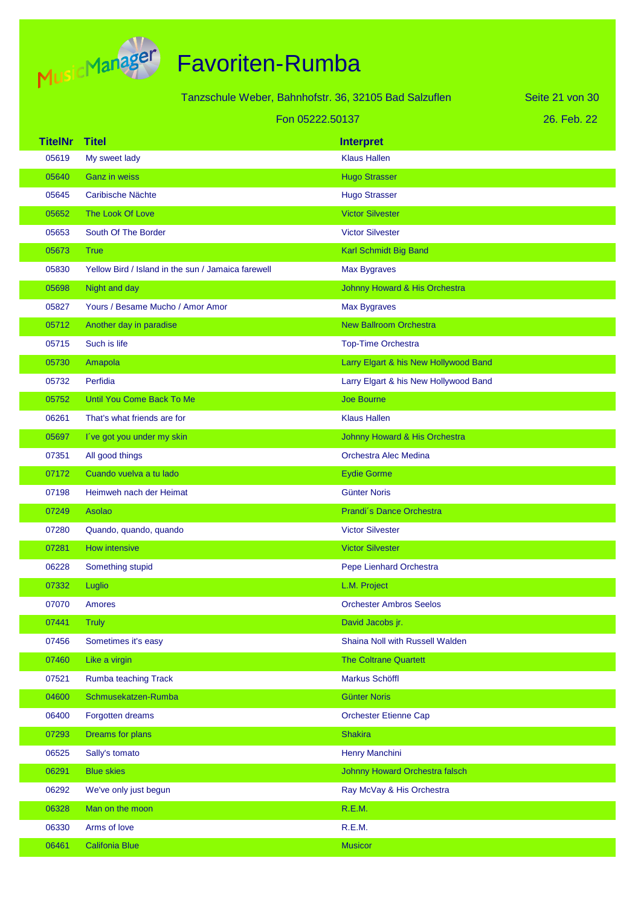# Favoriten-Rumba

Tanzschule Weber, Bahnhofstr. 36, 32105 Bad Salzuflen

Fon 05222.50137

26. Feb. 22

| TitelNr | Titel | Interpret |
|---|---|---|
| 05619 | My sweet lady | Klaus Hallen |
| 05640 | Ganz in weiss | Hugo Strasser |
| 05645 | Caribische Nächte | Hugo Strasser |
| 05652 | The Look Of Love | Victor Silvester |
| 05653 | South Of The Border | Victor Silvester |
| 05673 | True | Karl Schmidt Big Band |
| 05830 | Yellow Bird / Island in the sun / Jamaica farewell | Max Bygraves |
| 05698 | Night and day | Johnny Howard & His Orchestra |
| 05827 | Yours / Besame Mucho / Amor Amor | Max Bygraves |
| 05712 | Another day in paradise | New Ballroom Orchestra |
| 05715 | Such is life | Top-Time Orchestra |
| 05730 | Amapola | Larry Elgart & his New Hollywood Band |
| 05732 | Perfidia | Larry Elgart & his New Hollywood Band |
| 05752 | Until You Come Back To Me | Joe Bourne |
| 06261 | That's what friends are for | Klaus Hallen |
| 05697 | I´ve got you under my skin | Johnny Howard & His Orchestra |
| 07351 | All good things | Orchestra Alec Medina |
| 07172 | Cuando vuelva a tu lado | Eydie Gorme |
| 07198 | Heimweh nach der Heimat | Günter Noris |
| 07249 | Asolao | Prandi´s Dance Orchestra |
| 07280 | Quando, quando, quando | Victor Silvester |
| 07281 | How intensive | Victor Silvester |
| 06228 | Something stupid | Pepe Lienhard Orchestra |
| 07332 | Luglio | L.M. Project |
| 07070 | Amores | Orchester Ambros Seelos |
| 07441 | Truly | David Jacobs jr. |
| 07456 | Sometimes it's easy | Shaina Noll with Russell Walden |
| 07460 | Like a virgin | The Coltrane Quartett |
| 07521 | Rumba teaching Track | Markus Schöffl |
| 04600 | Schmusekatzen-Rumba | Günter Noris |
| 06400 | Forgotten dreams | Orchester Etienne Cap |
| 07293 | Dreams for plans | Shakira |
| 06525 | Sally's tomato | Henry Manchini |
| 06291 | Blue skies | Johnny Howard Orchestra falsch |
| 06292 | We've only just begun | Ray McVay & His Orchestra |
| 06328 | Man on the moon | R.E.M. |
| 06330 | Arms of love | R.E.M. |
| 06461 | Califonia Blue | Musicor |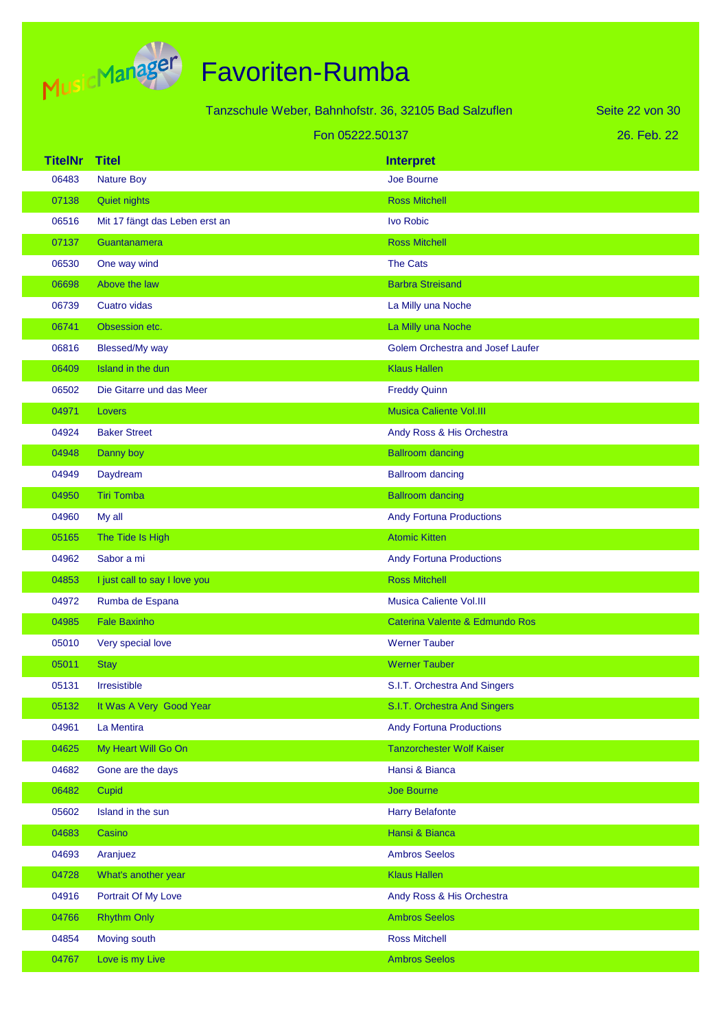# Favoriten-Rumba

Tanzschule Weber, Bahnhofstr. 36, 32105 Bad Salzuflen

Fon 05222.50137

26. Feb. 22

| TitelNr | Titel | Interpret |
|---|---|---|
| 06483 | Nature Boy | Joe Bourne |
| 07138 | Quiet nights | Ross Mitchell |
| 06516 | Mit 17 fängt das Leben erst an | Ivo Robic |
| 07137 | Guantanamera | Ross Mitchell |
| 06530 | One way wind | The Cats |
| 06698 | Above the law | Barbra Streisand |
| 06739 | Cuatro vidas | La Milly una Noche |
| 06741 | Obsession etc. | La Milly una Noche |
| 06816 | Blessed/My way | Golem Orchestra and Josef Laufer |
| 06409 | Island in the dun | Klaus Hallen |
| 06502 | Die Gitarre und das Meer | Freddy Quinn |
| 04971 | Lovers | Musica Caliente Vol.III |
| 04924 | Baker Street | Andy Ross & His Orchestra |
| 04948 | Danny boy | Ballroom dancing |
| 04949 | Daydream | Ballroom dancing |
| 04950 | Tiri Tomba | Ballroom dancing |
| 04960 | My all | Andy Fortuna Productions |
| 05165 | The Tide Is High | Atomic Kitten |
| 04962 | Sabor a mi | Andy Fortuna Productions |
| 04853 | I just call to say I love you | Ross Mitchell |
| 04972 | Rumba de Espana | Musica Caliente Vol.III |
| 04985 | Fale Baxinho | Caterina Valente & Edmundo Ros |
| 05010 | Very special love | Werner Tauber |
| 05011 | Stay | Werner Tauber |
| 05131 | Irresistible | S.I.T. Orchestra And Singers |
| 05132 | It Was A Very Good Year | S.I.T. Orchestra And Singers |
| 04961 | La Mentira | Andy Fortuna Productions |
| 04625 | My Heart Will Go On | Tanzorchester Wolf Kaiser |
| 04682 | Gone are the days | Hansi & Bianca |
| 06482 | Cupid | Joe Bourne |
| 05602 | Island in the sun | Harry Belafonte |
| 04683 | Casino | Hansi & Bianca |
| 04693 | Aranjuez | Ambros Seelos |
| 04728 | What's another year | Klaus Hallen |
| 04916 | Portrait Of My Love | Andy Ross & His Orchestra |
| 04766 | Rhythm Only | Ambros Seelos |
| 04854 | Moving south | Ross Mitchell |
| 04767 | Love is my Live | Ambros Seelos |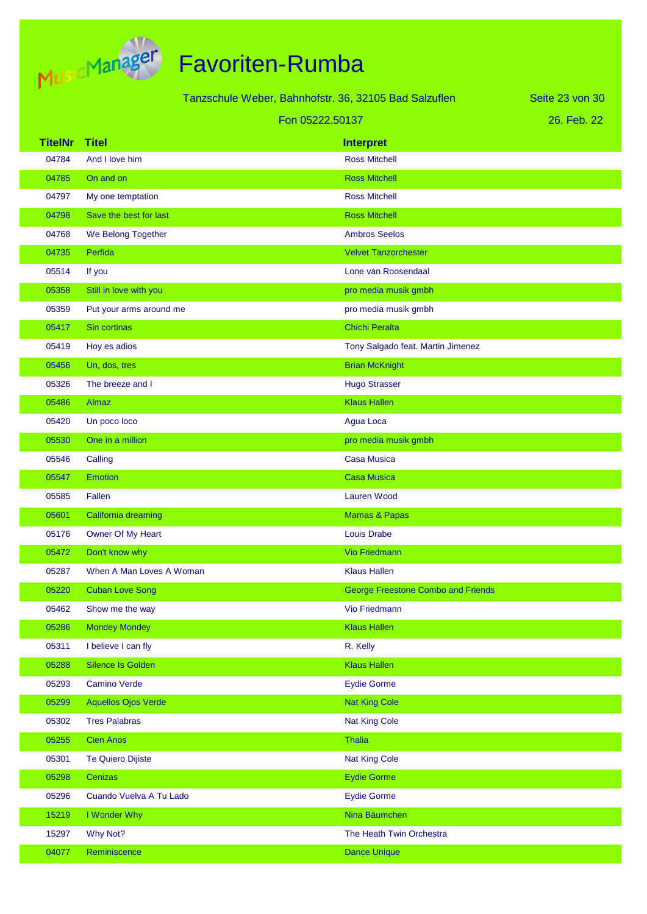# Favoriten-Rumba

Tanzschule Weber, Bahnhofstr. 36, 32105 Bad Salzuflen

Fon 05222.50137

26. Feb. 22

| TitelNr | Titel | Interpret |
|---|---|---|
| 04784 | And I love him | Ross Mitchell |
| 04785 | On and on | Ross Mitchell |
| 04797 | My one temptation | Ross Mitchell |
| 04798 | Save the best for last | Ross Mitchell |
| 04768 | We Belong Together | Ambros Seelos |
| 04735 | Perfida | Velvet Tanzorchester |
| 05514 | If you | Lone van Roosendaal |
| 05358 | Still in love with you | pro media musik gmbh |
| 05359 | Put your arms around me | pro media musik gmbh |
| 05417 | Sin cortinas | Chichi Peralta |
| 05419 | Hoy es adios | Tony Salgado feat. Martin Jimenez |
| 05456 | Un, dos, tres | Brian McKnight |
| 05326 | The breeze and I | Hugo Strasser |
| 05486 | Almaz | Klaus Hallen |
| 05420 | Un poco loco | Agua Loca |
| 05530 | One in a million | pro media musik gmbh |
| 05546 | Calling | Casa Musica |
| 05547 | Emotion | Casa Musica |
| 05585 | Fallen | Lauren Wood |
| 05601 | California dreaming | Mamas & Papas |
| 05176 | Owner Of My Heart | Louis Drabe |
| 05472 | Don't know why | Vio Friedmann |
| 05287 | When A Man Loves A Woman | Klaus Hallen |
| 05220 | Cuban Love Song | George Freestone Combo and Friends |
| 05462 | Show me the way | Vio Friedmann |
| 05286 | Mondey Mondey | Klaus Hallen |
| 05311 | I believe I can fly | R. Kelly |
| 05288 | Silence Is Golden | Klaus Hallen |
| 05293 | Camino Verde | Eydie Gorme |
| 05299 | Aquellos Ojos Verde | Nat King Cole |
| 05302 | Tres Palabras | Nat King Cole |
| 05255 | Cien Anos | Thalia |
| 05301 | Te Quiero Dijiste | Nat King Cole |
| 05298 | Cenizas | Eydie Gorme |
| 05296 | Cuando Vuelva A Tu Lado | Eydie Gorme |
| 15219 | I Wonder Why | Nina Bäumchen |
| 15297 | Why Not? | The Heath Twin Orchestra |
| 04077 | Reminiscence | Dance Unique |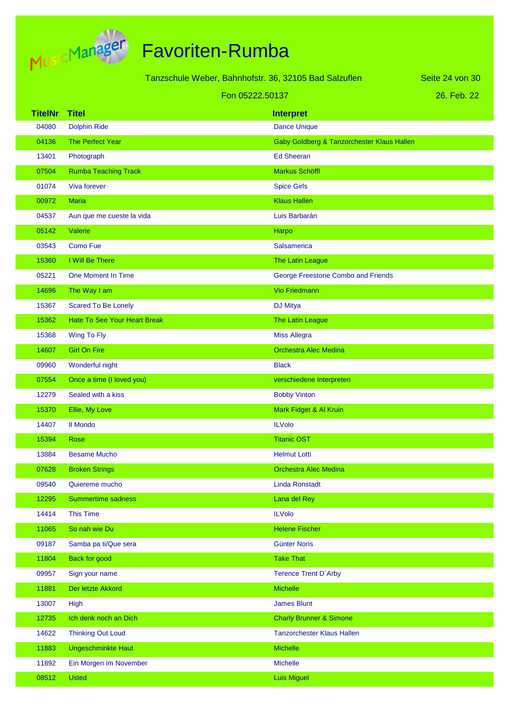# Favoriten-Rumba

Tanzschule Weber, Bahnhofstr. 36, 32105 Bad Salzuflen

Fon 05222.50137

26. Feb. 22

| TitelNr | Titel | Interpret |
|---|---|---|
| 04080 | Dolphin Ride | Dance Unique |
| 04136 | The Perfect Year | Gaby Goldberg & Tanzorchester Klaus Hallen |
| 13401 | Photograph | Ed Sheeran |
| 07504 | Rumba Teaching Track | Markus Schöffl |
| 01074 | Viva forever | Spice Girls |
| 00972 | Maria | Klaus Hallen |
| 04537 | Aun que me cueste la vida | Luis Barbarán |
| 05142 | Valerie | Harpo |
| 03543 | Como Fue | Salsamerica |
| 15360 | I Will Be There | The Latin League |
| 05221 | One Moment In Time | George Freestone Combo and Friends |
| 14696 | The Way I am | Vio Friedmann |
| 15367 | Scared To Be Lonely | DJ Mitya |
| 15362 | Hate To See Your Heart Break | The Latin League |
| 15368 | Wing To Fly | Miss Allegra |
| 14607 | Girl On Fire | Orchestra Alec Medina |
| 09960 | Wonderful night | Black |
| 07554 | Once a time (I loved you) | verschiedene Interpreten |
| 12279 | Sealed with a kiss | Bobby Vinton |
| 15370 | Ellie, My Love | Mark Fidget & Al Kruin |
| 14407 | Il Mondo | ILVolo |
| 15394 | Rose | Titanic OST |
| 13884 | Besame Mucho | Helmut Lotti |
| 07628 | Broken Strings | Orchestra Alec Medina |
| 09540 | Quiereme mucho | Linda Ronstadt |
| 12295 | Summertime sadness | Lana del Rey |
| 14414 | This Time | ILVolo |
| 11065 | So nah wie Du | Helene Fischer |
| 09187 | Samba pa ti/Que sera | Günter Noris |
| 11804 | Back for good | Take That |
| 09957 | Sign your name | Terence Trent D´Arby |
| 11881 | Der letzte Akkord | Michelle |
| 13007 | High | James Blunt |
| 12735 | Ich denk noch an Dich | Charly Brunner & Simone |
| 14622 | Thinking Out Loud | Tanzorchester Klaus Hallen |
| 11883 | Ungeschminkte Haut | Michelle |
| 11892 | Ein Morgen im November | Michelle |
| 08512 | Usted | Luis Miguel |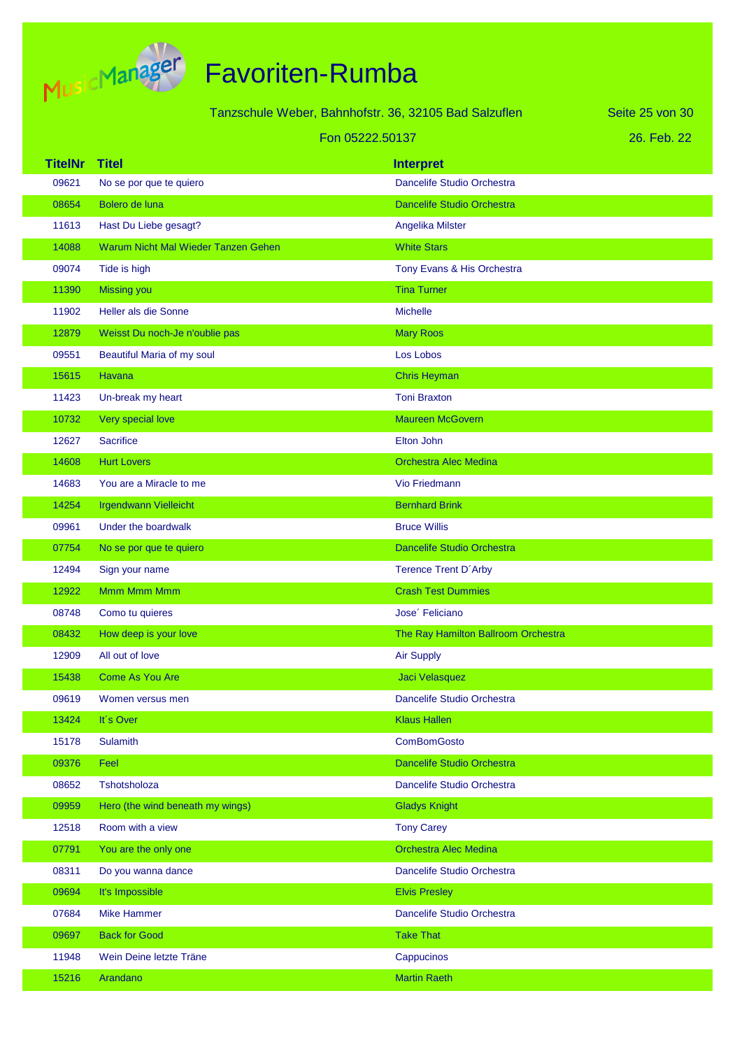# Favoriten-Rumba

Tanzschule Weber, Bahnhofstr. 36, 32105 Bad Salzuflen

Fon 05222.50137

26. Feb. 22

| TitelNr | Titel | Interpret |
|---|---|---|
| 09621 | No se por que te quiero | Dancelife Studio Orchestra |
| 08654 | Bolero de luna | Dancelife Studio Orchestra |
| 11613 | Hast Du Liebe gesagt? | Angelika Milster |
| 14088 | Warum Nicht Mal Wieder Tanzen Gehen | White Stars |
| 09074 | Tide is high | Tony Evans & His Orchestra |
| 11390 | Missing you | Tina Turner |
| 11902 | Heller als die Sonne | Michelle |
| 12879 | Weisst Du noch-Je n'oublie pas | Mary Roos |
| 09551 | Beautiful Maria of my soul | Los Lobos |
| 15615 | Havana | Chris Heyman |
| 11423 | Un-break my heart | Toni Braxton |
| 10732 | Very special love | Maureen McGovern |
| 12627 | Sacrifice | Elton John |
| 14608 | Hurt Lovers | Orchestra Alec Medina |
| 14683 | You are a Miracle to me | Vio Friedmann |
| 14254 | Irgendwann Vielleicht | Bernhard Brink |
| 09961 | Under the boardwalk | Bruce Willis |
| 07754 | No se por que te quiero | Dancelife Studio Orchestra |
| 12494 | Sign your name | Terence Trent D´Arby |
| 12922 | Mmm Mmm Mmm | Crash Test Dummies |
| 08748 | Como tu quieres | Jose´ Feliciano |
| 08432 | How deep is your love | The Ray Hamilton Ballroom Orchestra |
| 12909 | All out of love | Air Supply |
| 15438 | Come As You Are | Jaci Velasquez |
| 09619 | Women versus men | Dancelife Studio Orchestra |
| 13424 | It´s Over | Klaus Hallen |
| 15178 | Sulamith | ComBomGosto |
| 09376 | Feel | Dancelife Studio Orchestra |
| 08652 | Tshotsholoza | Dancelife Studio Orchestra |
| 09959 | Hero (the wind beneath my wings) | Gladys Knight |
| 12518 | Room with a view | Tony Carey |
| 07791 | You are the only one | Orchestra Alec Medina |
| 08311 | Do you wanna dance | Dancelife Studio Orchestra |
| 09694 | It's Impossible | Elvis Presley |
| 07684 | Mike Hammer | Dancelife Studio Orchestra |
| 09697 | Back for Good | Take That |
| 11948 | Wein Deine letzte Träne | Cappucinos |
| 15216 | Arandano | Martin Raeth |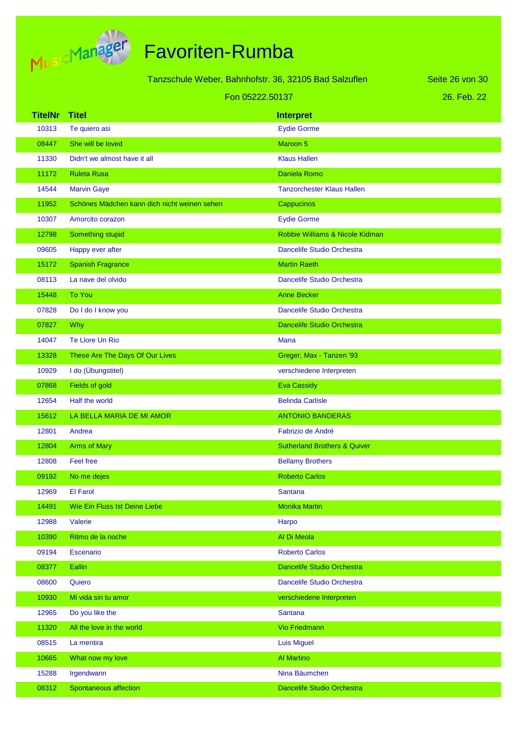# Favoriten-Rumba

Tanzschule Weber, Bahnhofstr. 36, 32105 Bad Salzuflen

Fon 05222.50137

26. Feb. 22

| TitelNr | Titel | Interpret |
|---|---|---|
| 10313 | Te quiero asi | Eydie Gorme |
| 08447 | She will be loved | Maroon 5 |
| 11330 | Didn't we almost have it all | Klaus Hallen |
| 11172 | Ruleta Rusa | Daniela Romo |
| 14544 | Marvin Gaye | Tanzorchester Klaus Hallen |
| 11952 | Schönes Mädchen kann dich nicht weinen sehen | Cappucinos |
| 10307 | Amorcito corazon | Eydie Gorme |
| 12798 | Something stupid | Robbie Williams & Nicole Kidman |
| 09605 | Happy ever after | Dancelife Studio Orchestra |
| 15172 | Spanish Fragrance | Martin Raeth |
| 08113 | La nave del olvido | Dancelife Studio Orchestra |
| 15448 | To You | Anne Becker |
| 07828 | Do I do I know you | Dancelife Studio Orchestra |
| 07827 | Why | Dancelife Studio Orchestra |
| 14047 | Te Llore Un Rio | Mana |
| 13328 | These Are The Days Of Our Lives | Greger, Max - Tanzen '93 |
| 10929 | I do (Übungstitel) | verschiedene Interpreten |
| 07868 | Fields of gold | Eva Cassidy |
| 12654 | Half the world | Belinda Carlisle |
| 15612 | LA BELLA MARIA DE MI AMOR | ANTONIO BANDERAS |
| 12801 | Andrea | Fabrizio de André |
| 12804 | Arms of Mary | Sutherland Brothers & Quiver |
| 12808 | Feel free | Bellamy Brothers |
| 09192 | No me dejes | Roberto Carlos |
| 12969 | El Farol | Santana |
| 14491 | Wie Ein Fluss Ist Deine Liebe | Monika Martin |
| 12988 | Valerie | Harpo |
| 10390 | Ritmo de la noche | Al Di Meola |
| 09194 | Escenario | Roberto Carlos |
| 08377 | Eallin | Dancelife Studio Orchestra |
| 08600 | Quiero | Dancelife Studio Orchestra |
| 10930 | Mi vida sin tu amor | verschiedene Interpreten |
| 12965 | Do you like the | Santana |
| 11320 | All the love in the world | Vio Friedmann |
| 08515 | La mentira | Luis Miguel |
| 10665 | What now my love | Al Martino |
| 15288 | Irgendwann | Nina Bäumchen |
| 08312 | Spontaneous affection | Dancelife Studio Orchestra |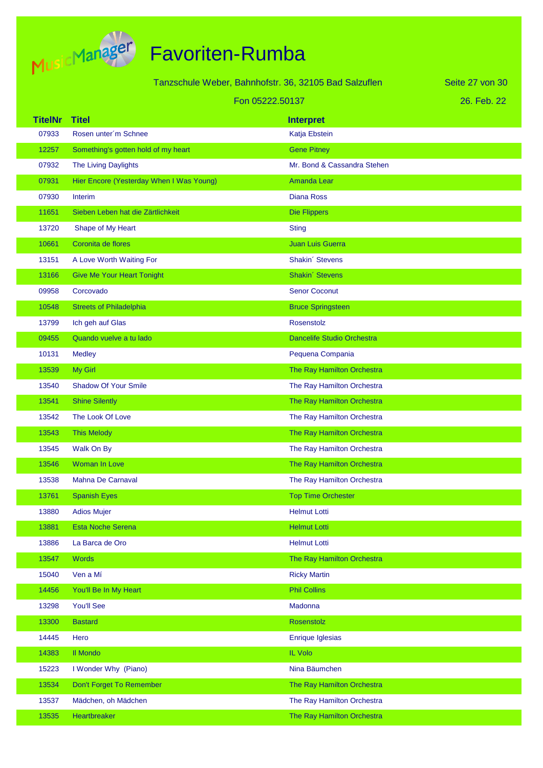# Favoriten-Rumba

Tanzschule Weber, Bahnhofstr. 36, 32105 Bad Salzuflen

Fon 05222.50137

26. Feb. 22

| TitelNr | Titel | Interpret |
|---|---|---|
| 07933 | Rosen unter´m Schnee | Katja Ebstein |
| 12257 | Something's gotten hold of my heart | Gene Pitney |
| 07932 | The Living Daylights | Mr. Bond & Cassandra Stehen |
| 07931 | Hier Encore (Yesterday When I Was Young) | Amanda Lear |
| 07930 | Interim | Diana Ross |
| 11651 | Sieben Leben hat die Zärtlichkeit | Die Flippers |
| 13720 | Shape of My Heart | Sting |
| 10661 | Coronita de flores | Juan Luis Guerra |
| 13151 | A Love Worth Waiting For | Shakin´ Stevens |
| 13166 | Give Me Your Heart Tonight | Shakin´ Stevens |
| 09958 | Corcovado | Senor Coconut |
| 10548 | Streets of Philadelphia | Bruce Springsteen |
| 13799 | Ich geh auf Glas | Rosenstolz |
| 09455 | Quando vuelve a tu lado | Dancelife Studio Orchestra |
| 10131 | Medley | Pequena Compania |
| 13539 | My Girl | The Ray Hamilton Orchestra |
| 13540 | Shadow Of Your Smile | The Ray Hamilton Orchestra |
| 13541 | Shine Silently | The Ray Hamilton Orchestra |
| 13542 | The Look Of Love | The Ray Hamilton Orchestra |
| 13543 | This Melody | The Ray Hamilton Orchestra |
| 13545 | Walk On By | The Ray Hamilton Orchestra |
| 13546 | Woman In Love | The Ray Hamilton Orchestra |
| 13538 | Mahna De Carnaval | The Ray Hamilton Orchestra |
| 13761 | Spanish Eyes | Top Time Orchester |
| 13880 | Adios Mujer | Helmut Lotti |
| 13881 | Esta Noche Serena | Helmut Lotti |
| 13886 | La Barca de Oro | Helmut Lotti |
| 13547 | Words | The Ray Hamilton Orchestra |
| 15040 | Ven a Mí | Ricky Martin |
| 14456 | You'll Be In My Heart | Phil Collins |
| 13298 | You'll See | Madonna |
| 13300 | Bastard | Rosenstolz |
| 14445 | Hero | Enrique Iglesias |
| 14383 | Il Mondo | IL Volo |
| 15223 | I Wonder Why (Piano) | Nina Bäumchen |
| 13534 | Don't Forget To Remember | The Ray Hamilton Orchestra |
| 13537 | Mädchen, oh Mädchen | The Ray Hamilton Orchestra |
| 13535 | Heartbreaker | The Ray Hamilton Orchestra |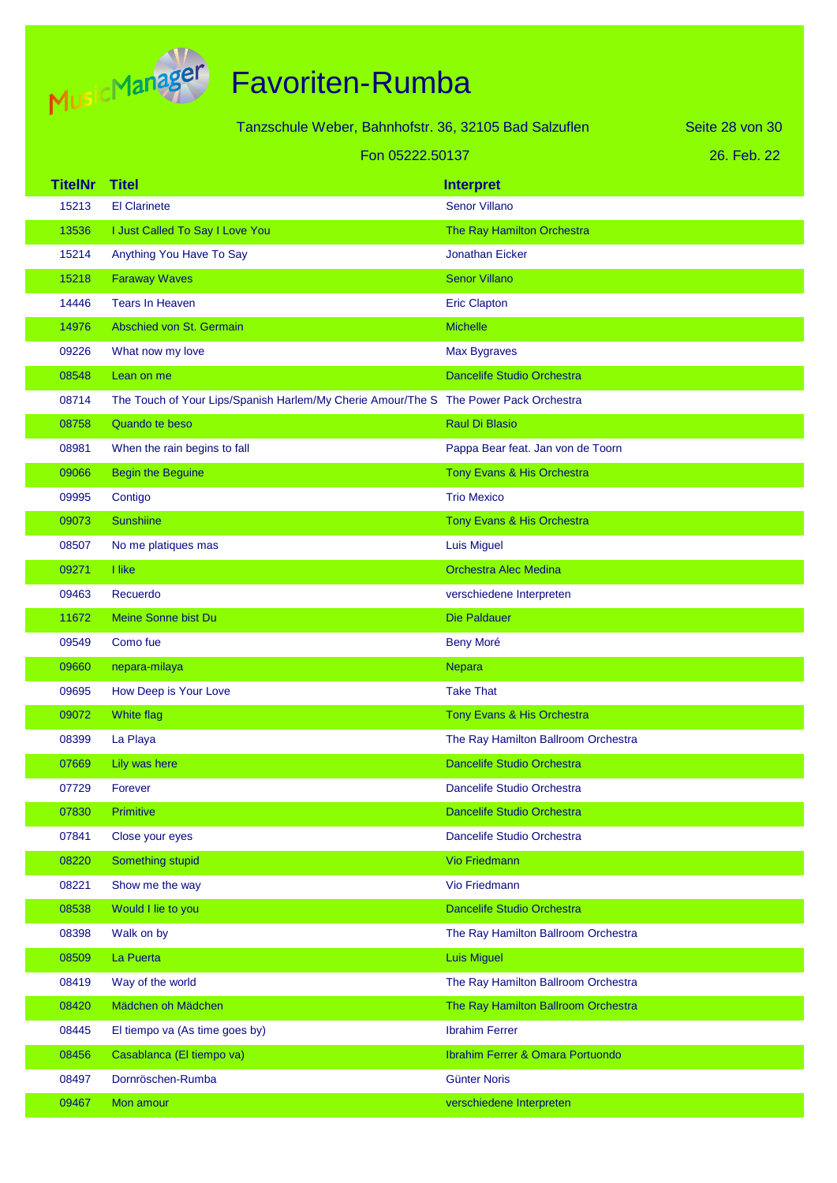# Favoriten-Rumba

Tanzschule Weber, Bahnhofstr. 36, 32105 Bad Salzuflen

Fon 05222.50137

26. Feb. 22

| TitelNr | Titel | Interpret |
|---|---|---|
| 15213 | El Clarinete | Senor Villano |
| 13536 | I Just Called To Say I Love You | The Ray Hamilton Orchestra |
| 15214 | Anything You Have To Say | Jonathan Eicker |
| 15218 | Faraway Waves | Senor Villano |
| 14446 | Tears In Heaven | Eric Clapton |
| 14976 | Abschied von St. Germain | Michelle |
| 09226 | What now my love | Max Bygraves |
| 08548 | Lean on me | Dancelife Studio Orchestra |
| 08714 | The Touch of Your Lips/Spanish Harlem/My Cherie Amour/The S | The Power Pack Orchestra |
| 08758 | Quando te beso | Raul Di Blasio |
| 08981 | When the rain begins to fall | Pappa Bear feat. Jan von de Toorn |
| 09066 | Begin the Beguine | Tony Evans & His Orchestra |
| 09995 | Contigo | Trio Mexico |
| 09073 | Sunshiine | Tony Evans & His Orchestra |
| 08507 | No me platiques mas | Luis Miguel |
| 09271 | I like | Orchestra Alec Medina |
| 09463 | Recuerdo | verschiedene Interpreten |
| 11672 | Meine Sonne bist Du | Die Paldauer |
| 09549 | Como fue | Beny Moré |
| 09660 | nepara-milaya | Nepara |
| 09695 | How Deep is Your Love | Take That |
| 09072 | White flag | Tony Evans & His Orchestra |
| 08399 | La Playa | The Ray Hamilton Ballroom Orchestra |
| 07669 | Lily was here | Dancelife Studio Orchestra |
| 07729 | Forever | Dancelife Studio Orchestra |
| 07830 | Primitive | Dancelife Studio Orchestra |
| 07841 | Close your eyes | Dancelife Studio Orchestra |
| 08220 | Something stupid | Vio Friedmann |
| 08221 | Show me the way | Vio Friedmann |
| 08538 | Would I lie to you | Dancelife Studio Orchestra |
| 08398 | Walk on by | The Ray Hamilton Ballroom Orchestra |
| 08509 | La Puerta | Luis Miguel |
| 08419 | Way of the world | The Ray Hamilton Ballroom Orchestra |
| 08420 | Mädchen oh Mädchen | The Ray Hamilton Ballroom Orchestra |
| 08445 | El tiempo va (As time goes by) | Ibrahim Ferrer |
| 08456 | Casablanca (El tiempo va) | Ibrahim Ferrer & Omara Portuondo |
| 08497 | Dornröschen-Rumba | Günter Noris |
| 09467 | Mon amour | verschiedene Interpreten |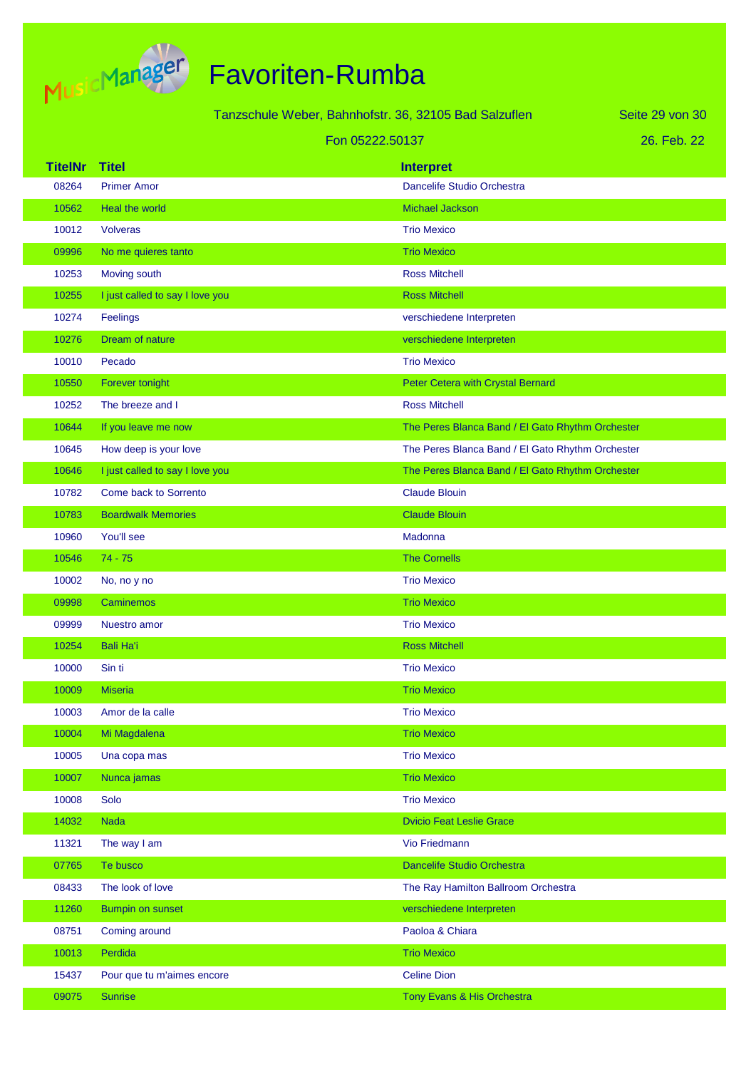# Favoriten-Rumba

Tanzschule Weber, Bahnhofstr. 36, 32105 Bad Salzuflen

Fon 05222.50137

26. Feb. 22

| TitelNr | Titel | Interpret |
|---|---|---|
| 08264 | Primer Amor | Dancelife Studio Orchestra |
| 10562 | Heal the world | Michael Jackson |
| 10012 | Volveras | Trio Mexico |
| 09996 | No me quieres tanto | Trio Mexico |
| 10253 | Moving south | Ross Mitchell |
| 10255 | I just called to say I love you | Ross Mitchell |
| 10274 | Feelings | verschiedene Interpreten |
| 10276 | Dream of nature | verschiedene Interpreten |
| 10010 | Pecado | Trio Mexico |
| 10550 | Forever tonight | Peter Cetera with Crystal Bernard |
| 10252 | The breeze and I | Ross Mitchell |
| 10644 | If you leave me now | The Peres Blanca Band / El Gato Rhythm Orchester |
| 10645 | How deep is your love | The Peres Blanca Band / El Gato Rhythm Orchester |
| 10646 | I just called to say I love you | The Peres Blanca Band / El Gato Rhythm Orchester |
| 10782 | Come back to Sorrento | Claude Blouin |
| 10783 | Boardwalk Memories | Claude Blouin |
| 10960 | You'll see | Madonna |
| 10546 | 74 - 75 | The Cornells |
| 10002 | No, no y no | Trio Mexico |
| 09998 | Caminemos | Trio Mexico |
| 09999 | Nuestro amor | Trio Mexico |
| 10254 | Bali Ha'i | Ross Mitchell |
| 10000 | Sin ti | Trio Mexico |
| 10009 | Miseria | Trio Mexico |
| 10003 | Amor de la calle | Trio Mexico |
| 10004 | Mi Magdalena | Trio Mexico |
| 10005 | Una copa mas | Trio Mexico |
| 10007 | Nunca jamas | Trio Mexico |
| 10008 | Solo | Trio Mexico |
| 14032 | Nada | Dvicio Feat Leslie Grace |
| 11321 | The way I am | Vio Friedmann |
| 07765 | Te busco | Dancelife Studio Orchestra |
| 08433 | The look of love | The Ray Hamilton Ballroom Orchestra |
| 11260 | Bumpin on sunset | verschiedene Interpreten |
| 08751 | Coming around | Paoloa & Chiara |
| 10013 | Perdida | Trio Mexico |
| 15437 | Pour que tu m'aimes encore | Celine Dion |
| 09075 | Sunrise | Tony Evans & His Orchestra |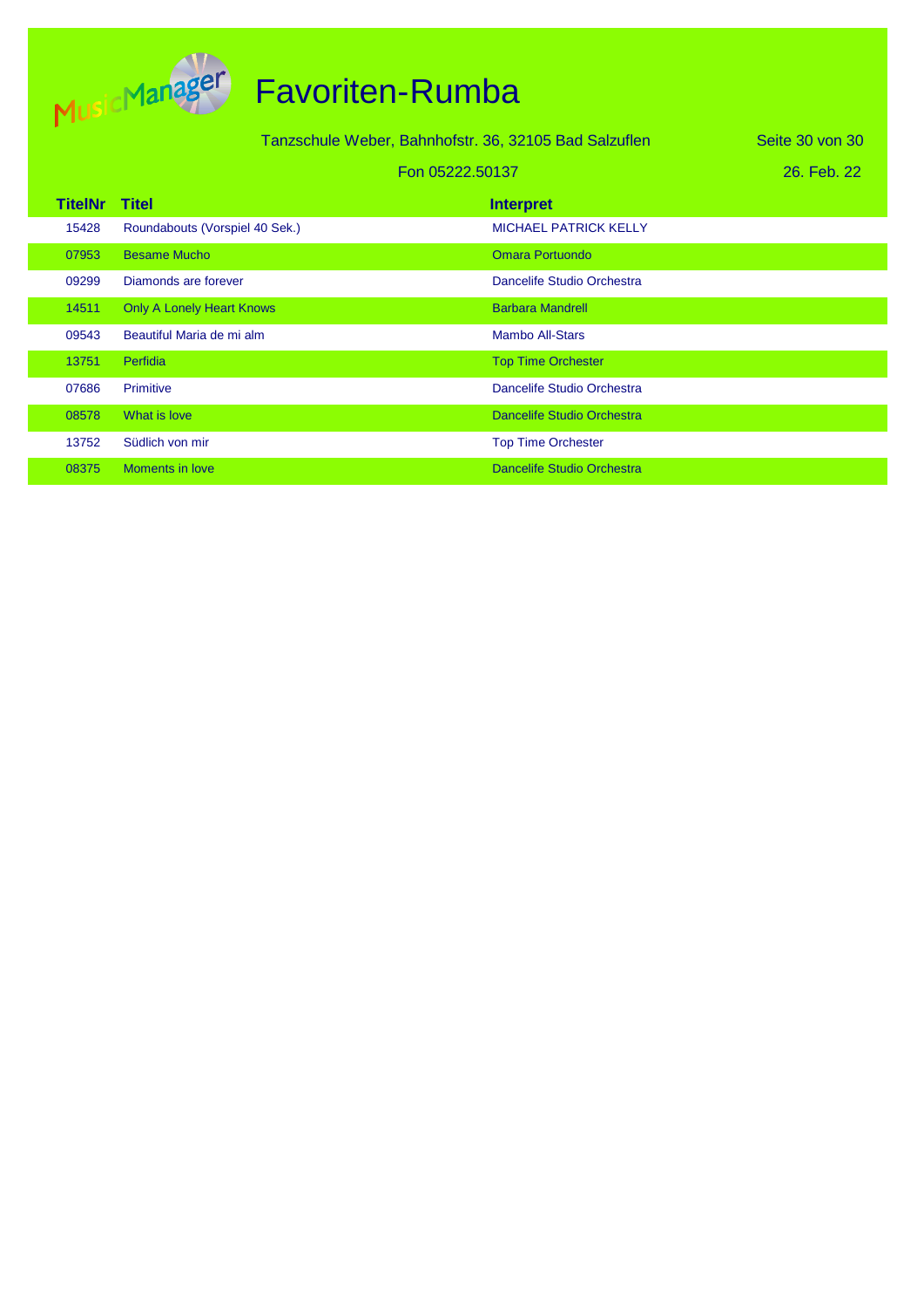# Favoriten-Rumba

Tanzschule Weber, Bahnhofstr. 36, 32105 Bad Salzuflen

Fon 05222.50137

26. Feb. 22

| TitelNr | Titel | Interpret |
|---|---|---|
| 15428 | Roundabouts (Vorspiel 40 Sek.) | MICHAEL PATRICK KELLY |
| 07953 | Besame Mucho | Omara Portuondo |
| 09299 | Diamonds are forever | Dancelife Studio Orchestra |
| 14511 | Only A Lonely Heart Knows | Barbara Mandrell |
| 09543 | Beautiful Maria de mi alm | Mambo All-Stars |
| 13751 | Perfidia | Top Time Orchester |
| 07686 | Primitive | Dancelife Studio Orchestra |
| 08578 | What is love | Dancelife Studio Orchestra |
| 13752 | Südlich von mir | Top Time Orchester |
| 08375 | Moments in love | Dancelife Studio Orchestra |